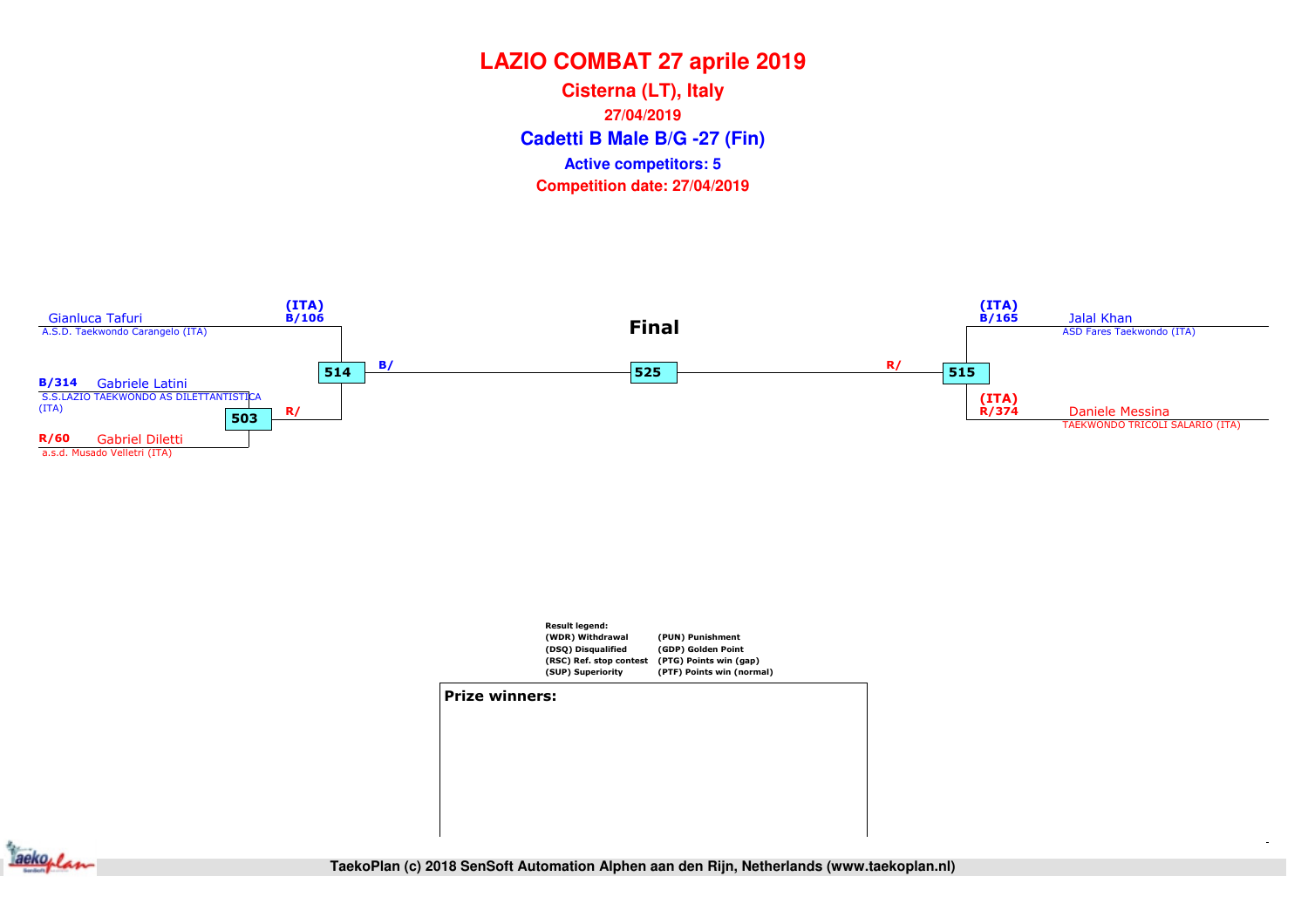# LAZIO COMBAT 27 aprile 2019

## Cisterna (LT), Italy

**27/04/2019**

## Cadetti B Male B/G -27 (Fin)

**Active competitors: 5**

**Competition date: 27/04/2019**

### Final

Gianluca Tafuri (ITA) B/106
A.S.D. Taekwondo Carangelo (ITA)

B/314 Gabriele Latini
S.S.LAZIO TAEKWONDO AS DILETTANTISTICA (ITA)

R/60 Gabriel Diletti
a.s.d. Musado Velletri (ITA)

503 — R/

514 — B/

525

515 — R/

Jalal Khan (ITA) B/165
ASD Fares Taekwondo (ITA)

Daniele Messina (ITA) R/374
TAEKWONDO TRICOLI SALARIO (ITA)

**Result legend:**

| | |
|---|---|
| (WDR) Withdrawal | (PUN) Punishment |
| (DSQ) Disqualified | (GDP) Golden Point |
| (RSC) Ref. stop contest | (PTG) Points win (gap) |
| (SUP) Superiority | (PTF) Points win (normal) |

**Prize winners:**

TaekoPlan (c) 2018 SenSoft Automation Alphen aan den Rijn, Netherlands (www.taekoplan.nl)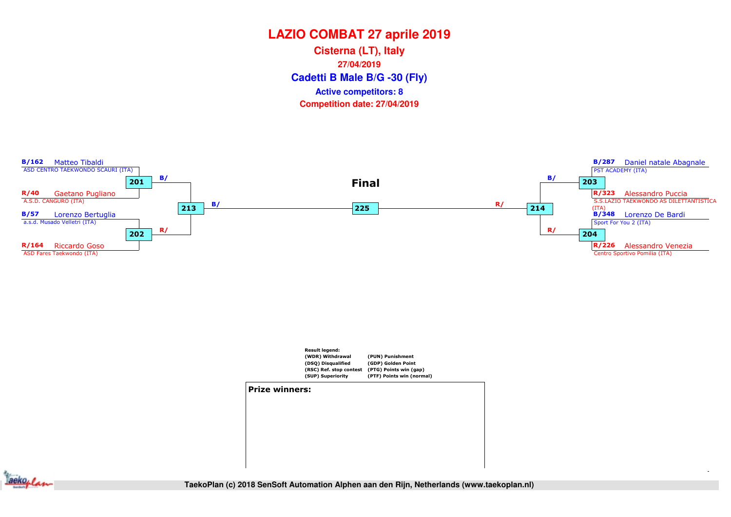# LAZIO COMBAT 27 aprile 2019

## Cisterna (LT), Italy

**27/04/2019**

## Cadetti B Male B/G -30 (Fly)

**Active competitors: 8**

**Competition date: 27/04/2019**

### Final

**B/162** Matteo Tibaldi
ASD CENTRO TAEKWONDO SCAURI (ITA)

**201** B/

**R/40** Gaetano Pugliano
A.S.D. CANGURO (ITA)

**213** B/

**B/57** Lorenzo Bertuglia
a.s.d. Musado Velletri (ITA)

**202** R/

**R/164** Riccardo Goso
ASD Fares Taekwondo (ITA)

**225**

**B/287** Daniel natale Abagnale
PST ACADEMY (ITA)

**203** B/

**R/323** Alessandro Puccia
S.S.LAZIO TAEKWONDO AS DILETTANTISTICA (ITA)

**214** R/

**B/348** Lorenzo De Bardi
Sport For You 2 (ITA)

**204** R/

**R/226** Alessandro Venezia
Centro Sportivo Pomilia (ITA)

**Result legend:**

| | |
|---|---|
| (WDR) Withdrawal | (PUN) Punishment |
| (DSQ) Disqualified | (GDP) Golden Point |
| (RSC) Ref. stop contest | (PTG) Points win (gap) |
| (SUP) Superiority | (PTF) Points win (normal) |

**Prize winners:**

TaekoPlan (c) 2018 SenSoft Automation Alphen aan den Rijn, Netherlands (www.taekoplan.nl)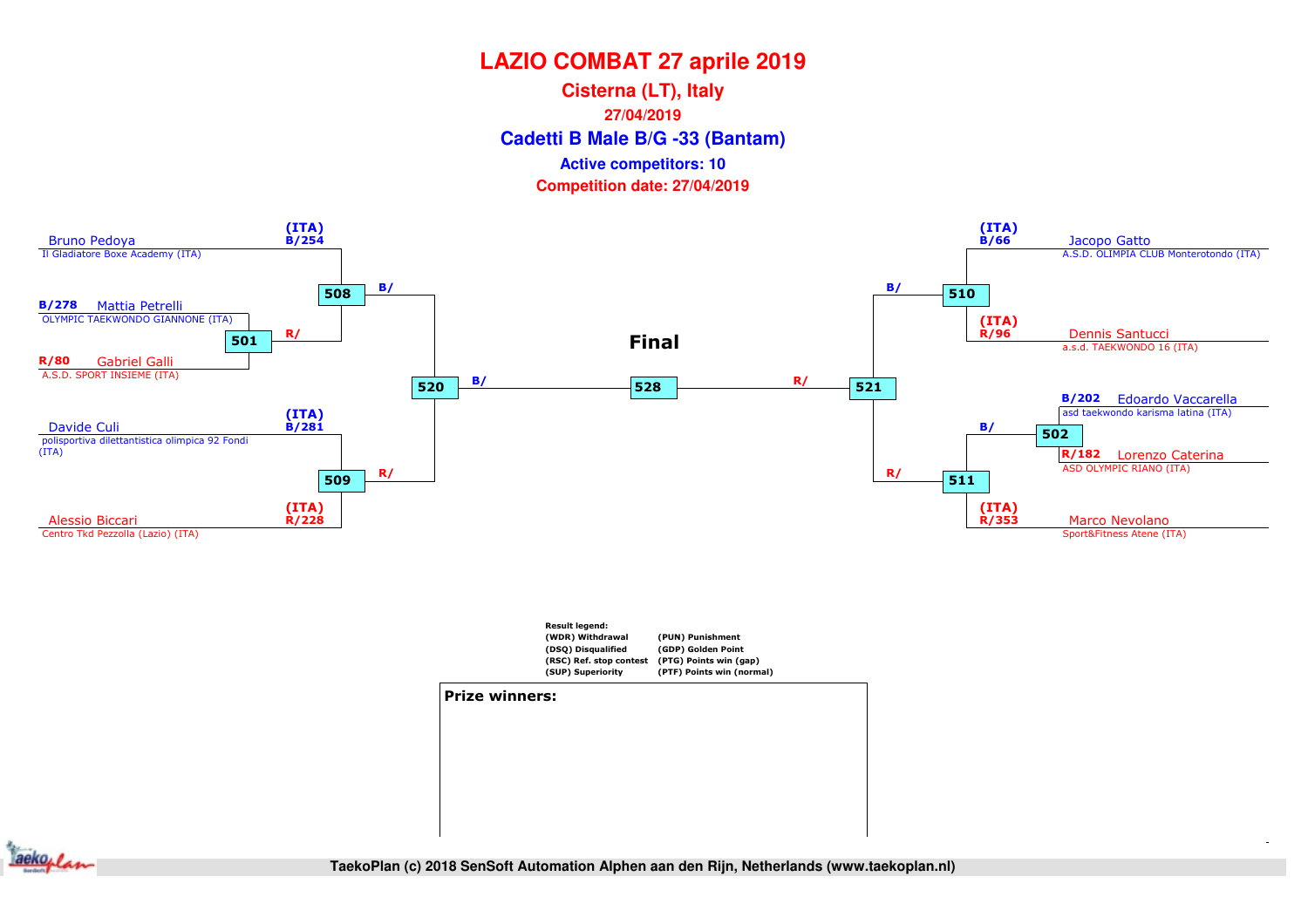# LAZIO COMBAT 27 aprile 2019

## Cisterna (LT), Italy

**27/04/2019**

## Cadetti B Male B/G -33 (Bantam)

**Active competitors: 10**

**Competition date: 27/04/2019**

(ITA) B/254 Bruno Pedoya
Il Gladiatore Boxe Academy (ITA)

**508** B/

B/278 Mattia Petrelli
OLYMPIC TAEKWONDO GIANNONE (ITA)

**501** R/

R/80 Gabriel Galli
A.S.D. SPORT INSIEME (ITA)

**520** B/

(ITA) B/281 Davide Culi
polisportiva dilettantistica olimpica 92 Fondi (ITA)

**509** R/

(ITA) R/228 Alessio Biccari
Centro Tkd Pezzolla (Lazio) (ITA)

**Final**

**528**

R/ **521**

(ITA) B/66 Jacopo Gatto
A.S.D. OLIMPIA CLUB Monterotondo (ITA)

B/ **510**

(ITA) R/96 Dennis Santucci
a.s.d. TAEKWONDO 16 (ITA)

B/202 Edoardo Vaccarella
asd taekwondo karisma latina (ITA)

B/ **502**

R/182 Lorenzo Caterina
ASD OLYMPIC RIANO (ITA)

R/ **511**

(ITA) R/353 Marco Nevolano
Sport&Fitness Atene (ITA)

**Result legend:**

| | |
|---|---|
| (WDR) Withdrawal | (PUN) Punishment |
| (DSQ) Disqualified | (GDP) Golden Point |
| (RSC) Ref. stop contest | (PTG) Points win (gap) |
| (SUP) Superiority | (PTF) Points win (normal) |

**Prize winners:**

TaekoPlan (c) 2018 SenSoft Automation Alphen aan den Rijn, Netherlands (www.taekoplan.nl)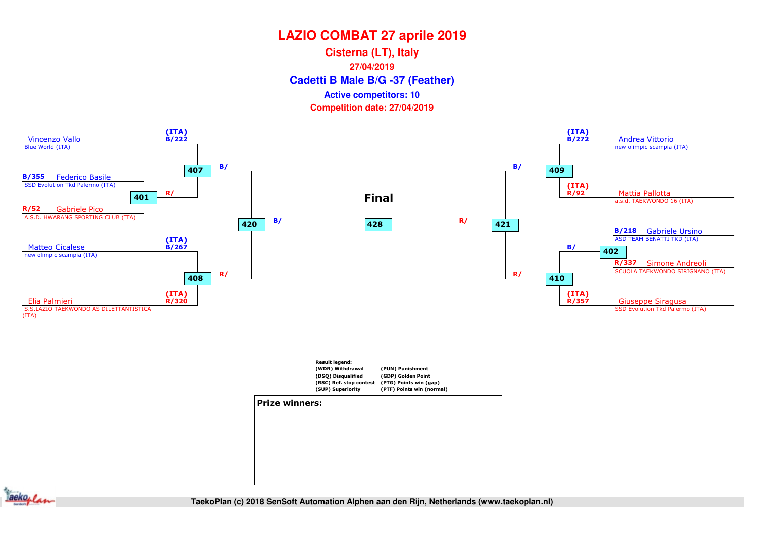# LAZIO COMBAT 27 aprile 2019

## Cisterna (LT), Italy

**27/04/2019**

## Cadetti B Male B/G -37 (Feather)

**Active competitors: 10**

**Competition date: 27/04/2019**

### Left side of bracket

- Match 401: B/355 Federico Basile – SSD Evolution Tkd Palermo (ITA) vs R/52 Gabriele Pico – A.S.D. HWARANG SPORTING CLUB (ITA) → R/
- Match 407: (ITA) B/222 Vincenzo Vallo – Blue World (ITA) vs winner of 401 → B/
- Match 408: (ITA) B/267 Matteo Cicalese – new olimpic scampia (ITA) vs (ITA) R/320 Elia Palmieri – S.S.LAZIO TAEKWONDO AS DILETTANTISTICA (ITA) → R/
- Match 420: winner of 407 (B/) vs winner of 408 (R/) → B/

### Right side of bracket

- Match 409: (ITA) B/272 Andrea Vittorio – new olimpic scampia (ITA) vs (ITA) R/92 Mattia Pallotta – a.s.d. TAEKWONDO 16 (ITA) → B/
- Match 402: B/218 Gabriele Ursino – ASD TEAM BENATTI TKD (ITA) vs R/337 Simone Andreoli – SCUOLA TAEKWONDO SIRIGNANO (ITA) → B/
- Match 410: winner of 402 (B/) vs (ITA) R/357 Giuseppe Siragusa – SSD Evolution Tkd Palermo (ITA) → R/
- Match 421: winner of 409 (B/) vs winner of 410 (R/) → R/

### Final

- Match 428: winner of 420 (B/) vs winner of 421 (R/)

**Result legend:**

| | |
|---|---|
| (WDR) Withdrawal | (PUN) Punishment |
| (DSQ) Disqualified | (GDP) Golden Point |
| (RSC) Ref. stop contest | (PTG) Points win (gap) |
| (SUP) Superiority | (PTF) Points win (normal) |

**Prize winners:**

TaekoPlan (c) 2018 SenSoft Automation Alphen aan den Rijn, Netherlands (www.taekoplan.nl)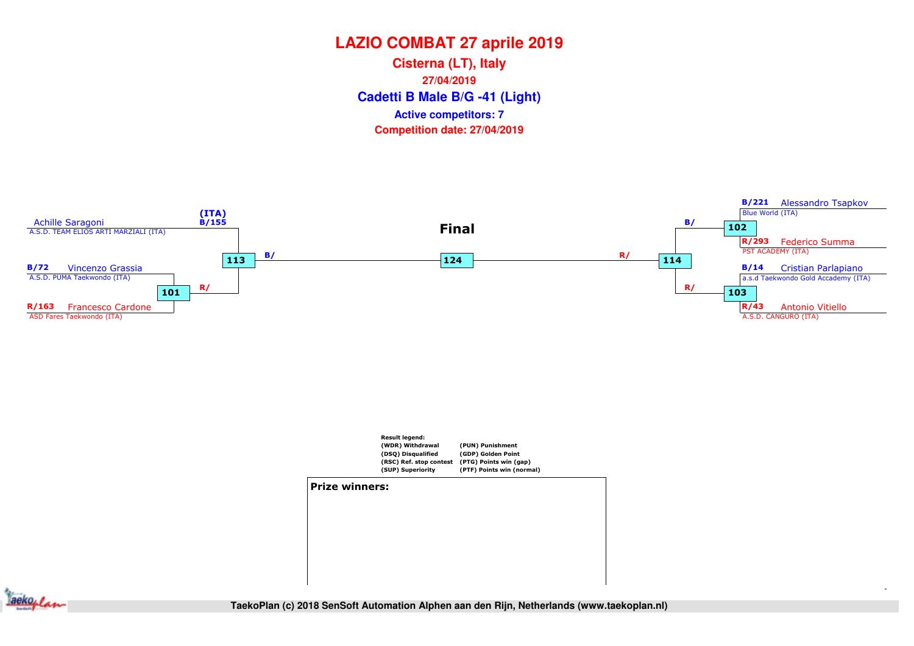# LAZIO COMBAT 27 aprile 2019

## Cisterna (LT), Italy

**27/04/2019**

## Cadetti B Male B/G -41 (Light)

**Active competitors: 7**

**Competition date: 27/04/2019**

Achille Saragoni (ITA) B/155
A.S.D. TEAM ELIOS ARTI MARZIALI (ITA)

B/72 Vincenzo Grassia
A.S.D. PUMA Taekwondo (ITA)

101 R/

R/163 Francesco Cardone
ASD Fares Taekwondo (ITA)

113 B/

**Final**

124

114 R/

B/221 Alessandro Tsapkov
Blue World (ITA)

102 B/

R/293 Federico Summa
PST ACADEMY (ITA)

B/14 Cristian Parlapiano
a.s.d Taekwondo Gold Accademy (ITA)

103 R/

R/43 Antonio Vitiello
A.S.D. CANGURO (ITA)

**Result legend:**

| | |
|---|---|
| (WDR) Withdrawal | (PUN) Punishment |
| (DSQ) Disqualified | (GDP) Golden Point |
| (RSC) Ref. stop contest | (PTG) Points win (gap) |
| (SUP) Superiority | (PTF) Points win (normal) |

**Prize winners:**

TaekoPlan (c) 2018 SenSoft Automation Alphen aan den Rijn, Netherlands (www.taekoplan.nl)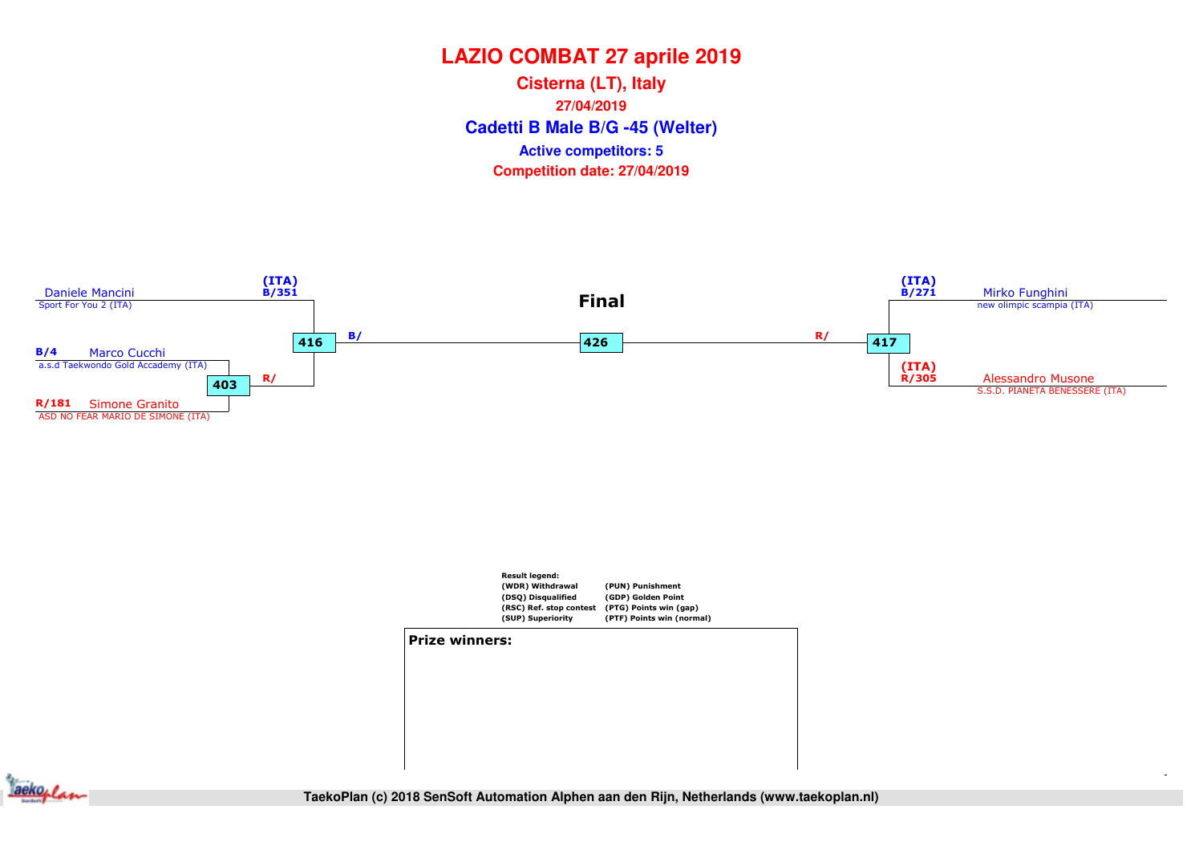# LAZIO COMBAT 27 aprile 2019

## Cisterna (LT), Italy

27/04/2019

## Cadetti B Male B/G -45 (Welter)

**Active competitors: 5**

**Competition date: 27/04/2019**

(ITA) B/351 Daniele Mancini
Sport For You 2 (ITA)

B/4 Marco Cucchi
a.s.d Taekwondo Gold Accademy (ITA)

R/181 Simone Granito
ASD NO FEAR MARIO DE SIMONE (ITA)

403 R/

416 B/

**Final**

426

R/ 417

(ITA) B/271 Mirko Funghini
new olimpic scampia (ITA)

(ITA) R/305 Alessandro Musone
S.S.D. PIANETA BENESSERE (ITA)

**Result legend:**

| | |
|---|---|
| (WDR) Withdrawal | (PUN) Punishment |
| (DSQ) Disqualified | (GDP) Golden Point |
| (RSC) Ref. stop contest | (PTG) Points win (gap) |
| (SUP) Superiority | (PTF) Points win (normal) |

**Prize winners:**

TaekoPlan (c) 2018 SenSoft Automation Alphen aan den Rijn, Netherlands (www.taekoplan.nl)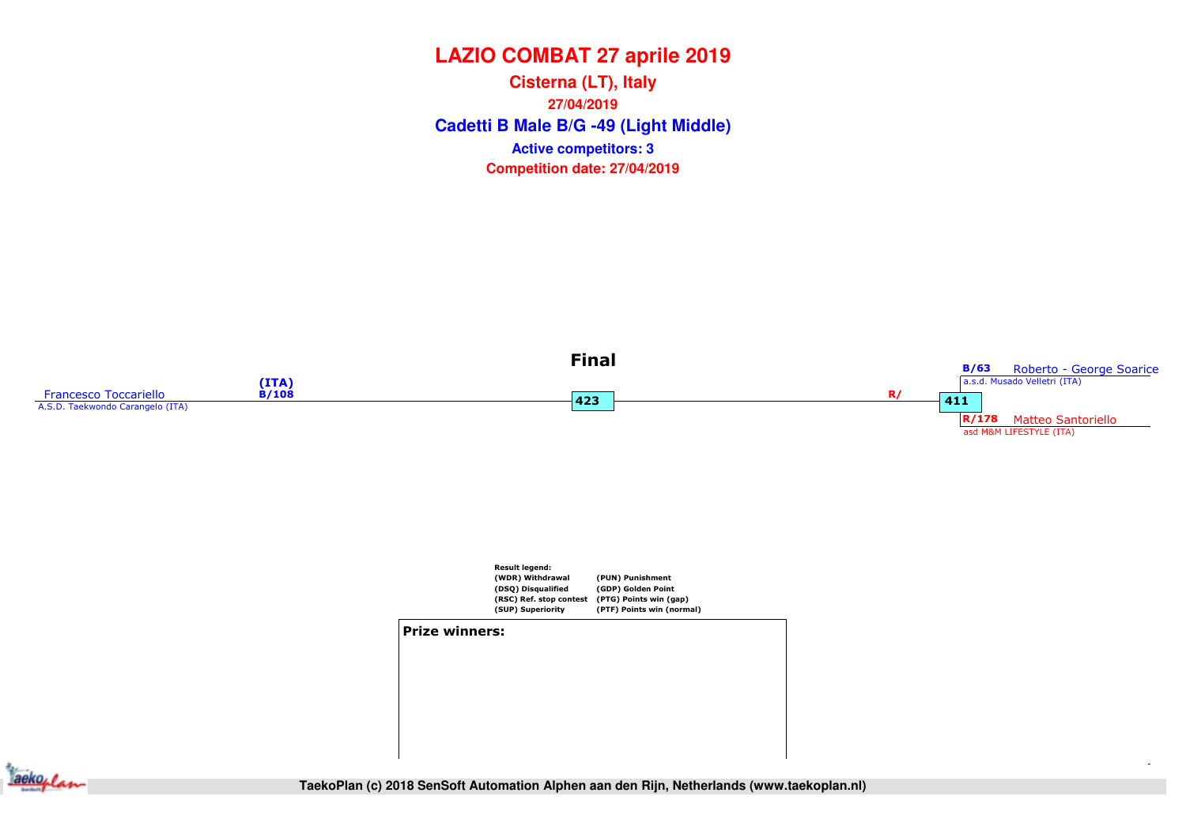# LAZIO COMBAT 27 aprile 2019

**Cisterna (LT), Italy**

**27/04/2019**

**Cadetti B Male B/G -49 (Light Middle)**

**Active competitors: 3**

**Competition date: 27/04/2019**

**Final**

Francesco Toccariello (ITA) B/108
A.S.D. Taekwondo Carangelo (ITA)

423

R/

411

B/63 Roberto - George Soarice
a.s.d. Musado Velletri (ITA)

R/178 Matteo Santoriello
asd M&M LIFESTYLE (ITA)

**Result legend:**

| | |
|---|---|
| (WDR) Withdrawal | (PUN) Punishment |
| (DSQ) Disqualified | (GDP) Golden Point |
| (RSC) Ref. stop contest | (PTG) Points win (gap) |
| (SUP) Superiority | (PTF) Points win (normal) |

**Prize winners:**

TaekoPlan (c) 2018 SenSoft Automation Alphen aan den Rijn, Netherlands (www.taekoplan.nl)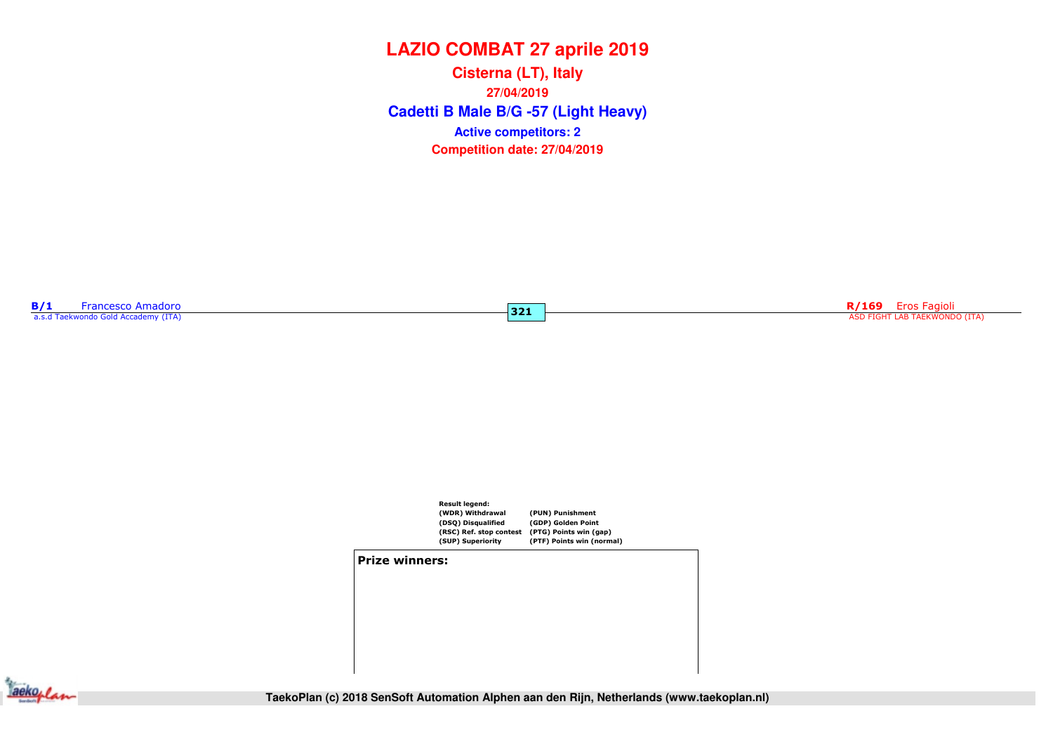# LAZIO COMBAT 27 aprile 2019

**Cisterna (LT), Italy**

**27/04/2019**

**Cadetti B Male B/G -57 (Light Heavy)**

**Active competitors: 2**

**Competition date: 27/04/2019**

**B/1** Francesco Amadoro
a.s.d Taekwondo Gold Accademy (ITA)

**321**

**R/169** Eros Fagioli
ASD FIGHT LAB TAEKWONDO (ITA)

**Result legend:**

| | |
|---|---|
| (WDR) Withdrawal | (PUN) Punishment |
| (DSQ) Disqualified | (GDP) Golden Point |
| (RSC) Ref. stop contest | (PTG) Points win (gap) |
| (SUP) Superiority | (PTF) Points win (normal) |

**Prize winners:**

TaekoPlan (c) 2018 SenSoft Automation Alphen aan den Rijn, Netherlands (www.taekoplan.nl)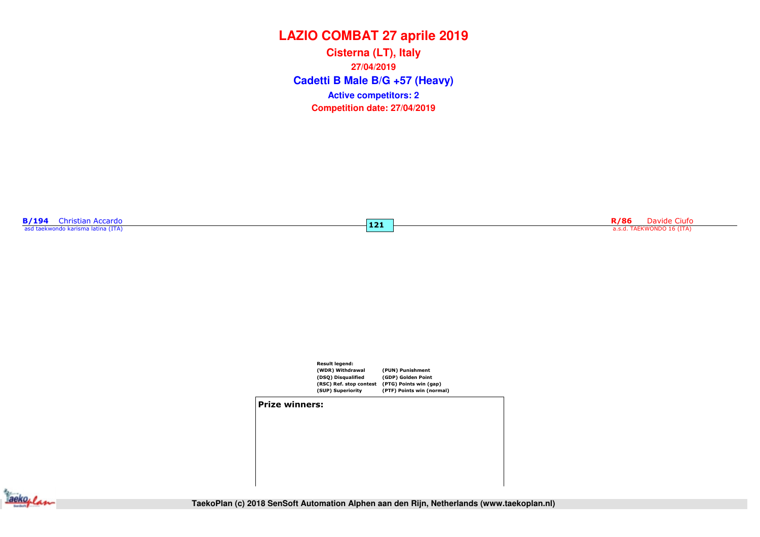# LAZIO COMBAT 27 aprile 2019

**Cisterna (LT), Italy**

**27/04/2019**

**Cadetti B Male B/G +57 (Heavy)**

**Active competitors: 2**

**Competition date: 27/04/2019**

**B/194** Christian Accardo
asd taekwondo karisma latina (ITA)

**121**

**R/86** Davide Ciufo
a.s.d. TAEKWONDO 16 (ITA)

**Result legend:**

| | |
|---|---|
| (WDR) Withdrawal | (PUN) Punishment |
| (DSQ) Disqualified | (GDP) Golden Point |
| (RSC) Ref. stop contest | (PTG) Points win (gap) |
| (SUP) Superiority | (PTF) Points win (normal) |

**Prize winners:**

TaekoPlan (c) 2018 SenSoft Automation Alphen aan den Rijn, Netherlands (www.taekoplan.nl)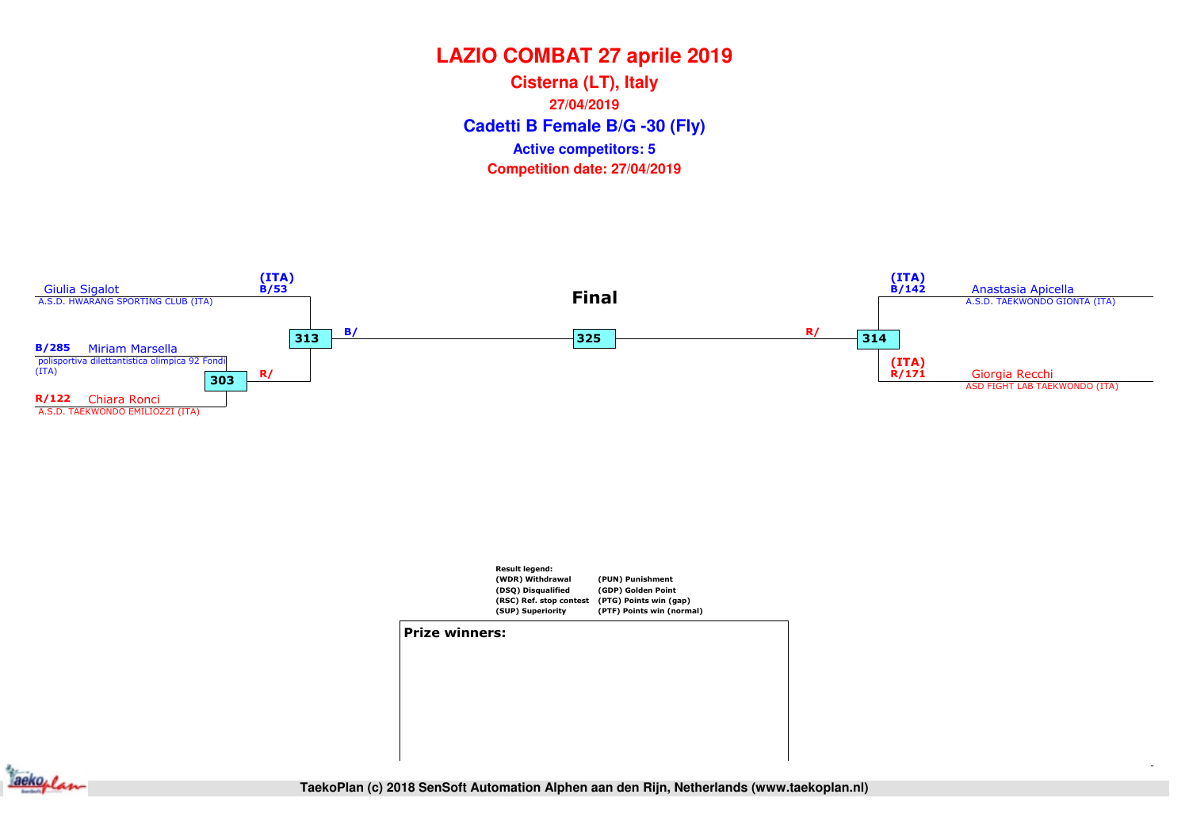# LAZIO COMBAT 27 aprile 2019

## Cisterna (LT), Italy

**27/04/2019**

## Cadetti B Female B/G -30 (Fly)

**Active competitors: 5**

**Competition date: 27/04/2019**

### Final

(ITA) B/53 Giulia Sigalot
A.S.D. HWARANG SPORTING CLUB (ITA)

B/285 Miriam Marsella
polisportiva dilettantistica olimpica 92 Fondi (ITA)

R/122 Chiara Ronci
A.S.D. TAEKWONDO EMILIOZZI (ITA)

303 R/

313 B/

325

R/ 314

(ITA) B/142 Anastasia Apicella
A.S.D. TAEKWONDO GIONTA (ITA)

(ITA) R/171 Giorgia Recchi
ASD FIGHT LAB TAEKWONDO (ITA)

**Result legend:**

| | |
|---|---|
| (WDR) Withdrawal | (PUN) Punishment |
| (DSQ) Disqualified | (GDP) Golden Point |
| (RSC) Ref. stop contest | (PTG) Points win (gap) |
| (SUP) Superiority | (PTF) Points win (normal) |

**Prize winners:**

TaekoPlan (c) 2018 SenSoft Automation Alphen aan den Rijn, Netherlands (www.taekoplan.nl)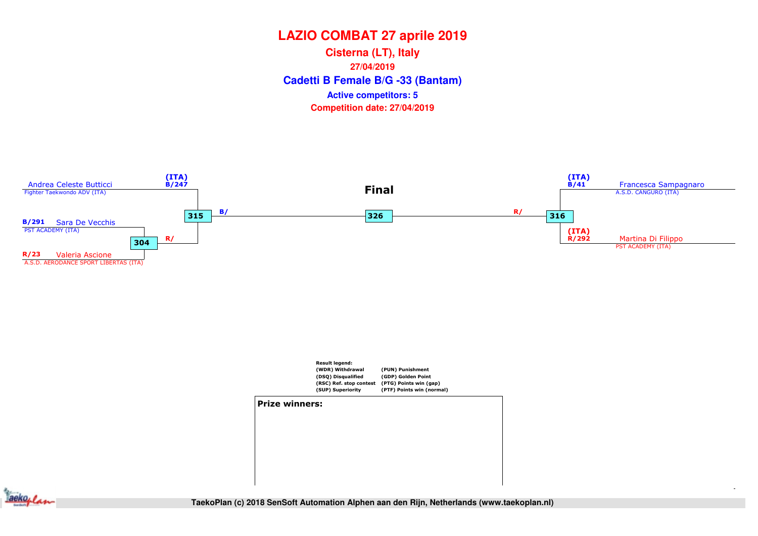# LAZIO COMBAT 27 aprile 2019

## Cisterna (LT), Italy

**27/04/2019**

## Cadetti B Female B/G -33 (Bantam)

**Active competitors: 5**

**Competition date: 27/04/2019**

**Final**

(ITA) B/247 Andrea Celeste Butticci
Fighter Taekwondo ADV (ITA)

B/291 Sara De Vecchis
PST ACADEMY (ITA)

R/23 Valeria Ascione
A.S.D. AERODANCE SPORT LIBERTAS (ITA)

304 — R/

315 — B/

326

316 — R/

(ITA) B/41 Francesca Sampagnaro
A.S.D. CANGURO (ITA)

(ITA) R/292 Martina Di Filippo
PST ACADEMY (ITA)

**Result legend:**

| | |
|---|---|
| (WDR) Withdrawal | (PUN) Punishment |
| (DSQ) Disqualified | (GDP) Golden Point |
| (RSC) Ref. stop contest | (PTG) Points win (gap) |
| (SUP) Superiority | (PTF) Points win (normal) |

**Prize winners:**

TaekoPlan (c) 2018 SenSoft Automation Alphen aan den Rijn, Netherlands (www.taekoplan.nl)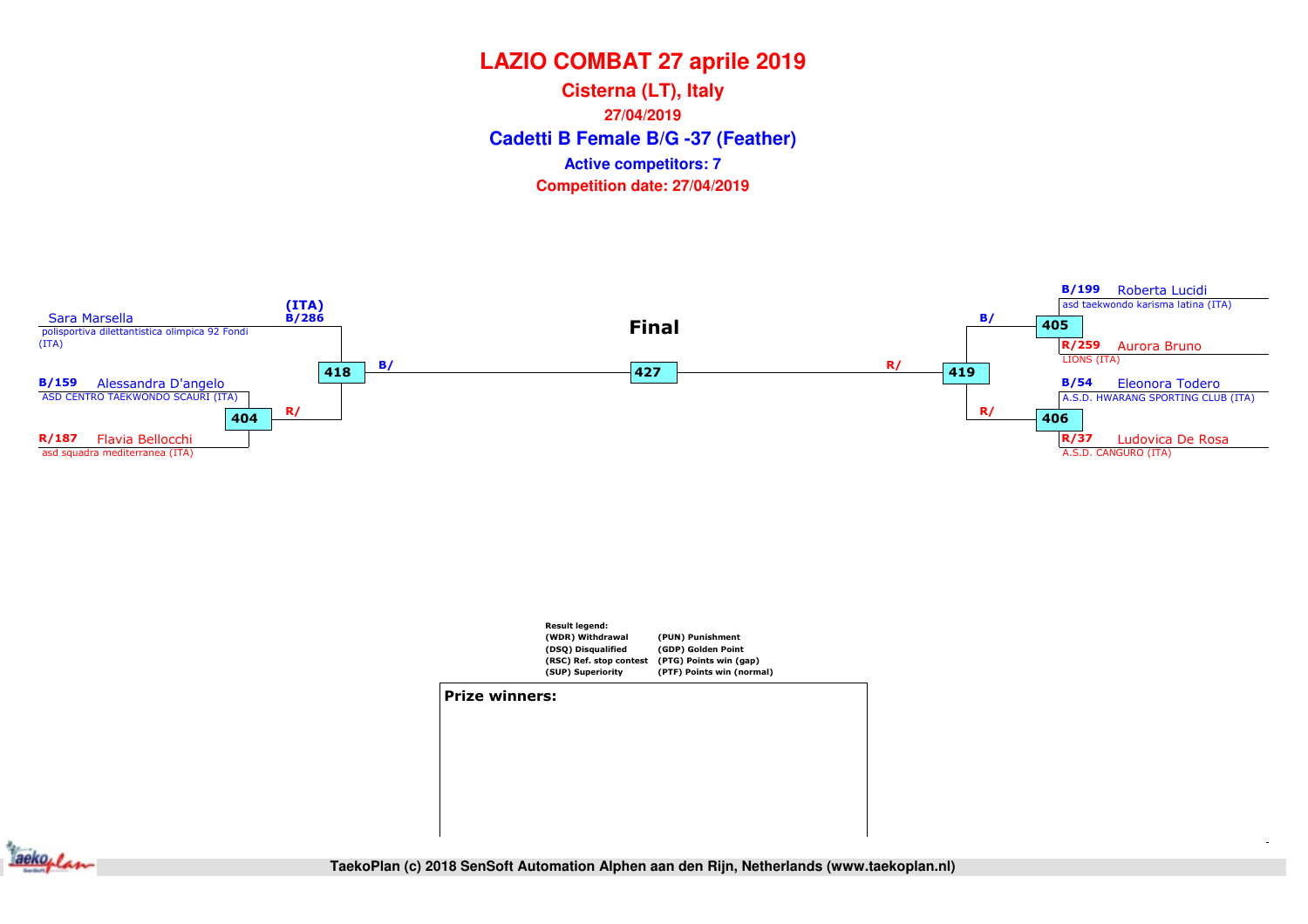# LAZIO COMBAT 27 aprile 2019

## Cisterna (LT), Italy

**27/04/2019**

## Cadetti B Female B/G -37 (Feather)

**Active competitors: 7**

**Competition date: 27/04/2019**

**Final**

Sara Marsella
polisportiva dilettantistica olimpica 92 Fondi (ITA)

(ITA)
B/286

418 B/

B/159 Alessandra D'angelo
ASD CENTRO TAEKWONDO SCAURI (ITA)

404 R/

R/187 Flavia Bellocchi
asd squadra mediterranea (ITA)

427

R/ 419

B/

405

B/199 Roberta Lucidi
asd taekwondo karisma latina (ITA)

R/259 Aurora Bruno
LIONS (ITA)

R/

406

B/54 Eleonora Todero
A.S.D. HWARANG SPORTING CLUB (ITA)

R/37 Ludovica De Rosa
A.S.D. CANGURO (ITA)

**Result legend:**

| | |
|---|---|
| (WDR) Withdrawal | (PUN) Punishment |
| (DSQ) Disqualified | (GDP) Golden Point |
| (RSC) Ref. stop contest | (PTG) Points win (gap) |
| (SUP) Superiority | (PTF) Points win (normal) |

**Prize winners:**

TaekoPlan (c) 2018 SenSoft Automation Alphen aan den Rijn, Netherlands (www.taekoplan.nl)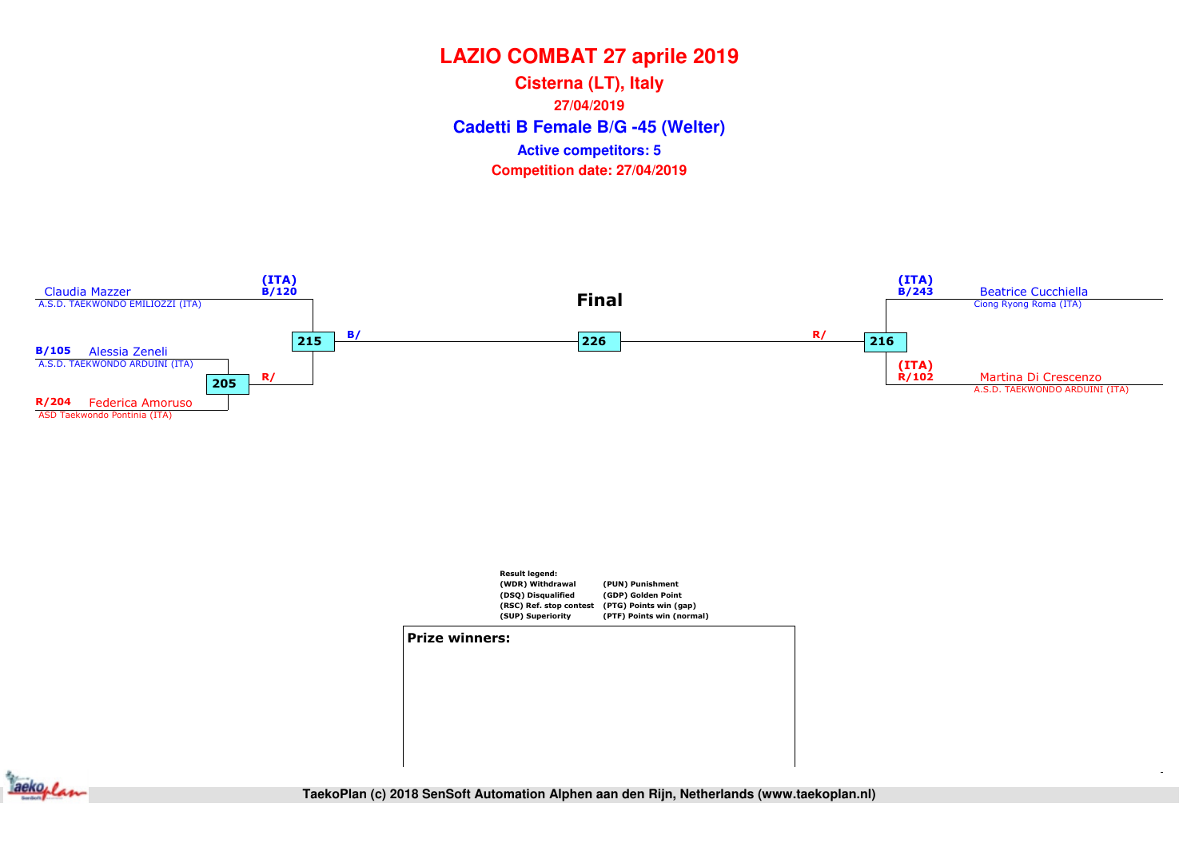# LAZIO COMBAT 27 aprile 2019

## Cisterna (LT), Italy

**27/04/2019**

## Cadetti B Female B/G -45 (Welter)

**Active competitors: 5**

**Competition date: 27/04/2019**

**Final**

| Competitor | Club | Code | Match |
|---|---|---|---|
| Claudia Mazzer | A.S.D. TAEKWONDO EMILIOZZI (ITA) | (ITA) B/120 | 215 |
| Alessia Zeneli | A.S.D. TAEKWONDO ARDUINI (ITA) | B/105 | 205 |
| Federica Amoruso | ASD Taekwondo Pontinia (ITA) | R/204 | 205 |
| Beatrice Cucchiella | Ciong Ryong Roma (ITA) | (ITA) B/243 | 216 |
| Martina Di Crescenzo | A.S.D. TAEKWONDO ARDUINI (ITA) | (ITA) R/102 | 216 |

Match 205: R/ → 215
Match 215: B/ → 226
Match 216: R/ → 226
Final: 226

**Result legend:**

| | |
|---|---|
| (WDR) Withdrawal | (PUN) Punishment |
| (DSQ) Disqualified | (GDP) Golden Point |
| (RSC) Ref. stop contest | (PTG) Points win (gap) |
| (SUP) Superiority | (PTF) Points win (normal) |

**Prize winners:**

TaekoPlan (c) 2018 SenSoft Automation Alphen aan den Rijn, Netherlands (www.taekoplan.nl)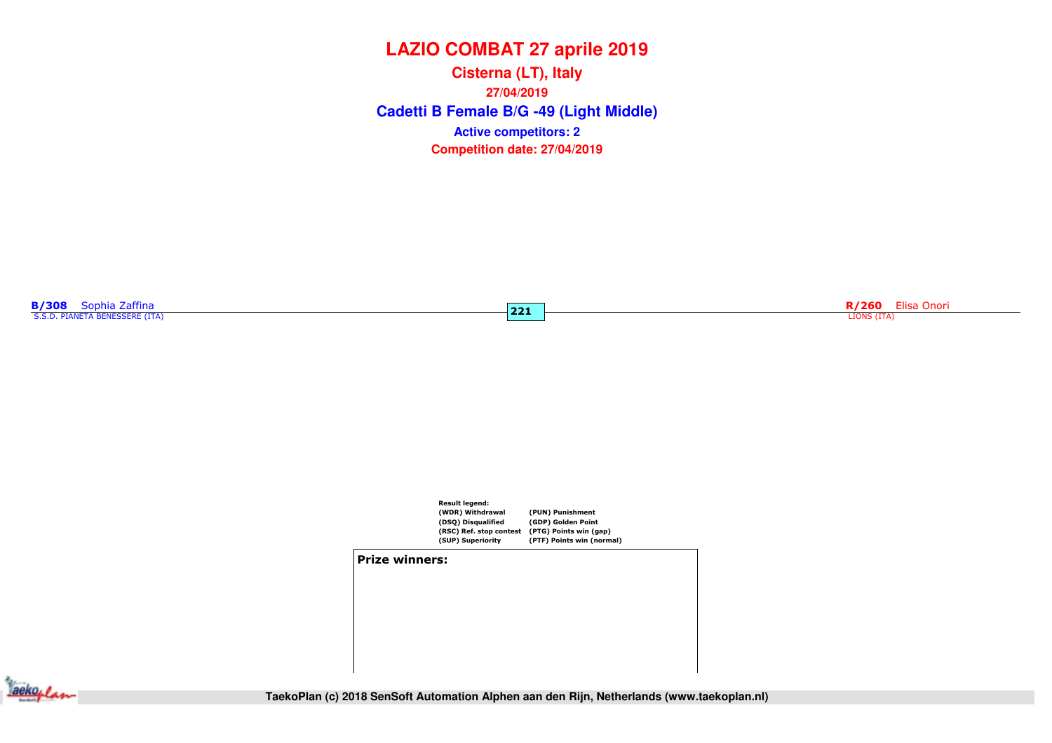# LAZIO COMBAT 27 aprile 2019

**Cisterna (LT), Italy**

**27/04/2019**

## Cadetti B Female B/G -49 (Light Middle)

**Active competitors: 2**

**Competition date: 27/04/2019**

**B/308** Sophia Zaffina
S.S.D. PIANETA BENESSERE (ITA)

**221**

**R/260** Elisa Onori
LIONS (ITA)

**Result legend:**

| | |
|---|---|
| (WDR) Withdrawal | (PUN) Punishment |
| (DSQ) Disqualified | (GDP) Golden Point |
| (RSC) Ref. stop contest | (PTG) Points win (gap) |
| (SUP) Superiority | (PTF) Points win (normal) |

**Prize winners:**

TaekoPlan (c) 2018 SenSoft Automation Alphen aan den Rijn, Netherlands (www.taekoplan.nl)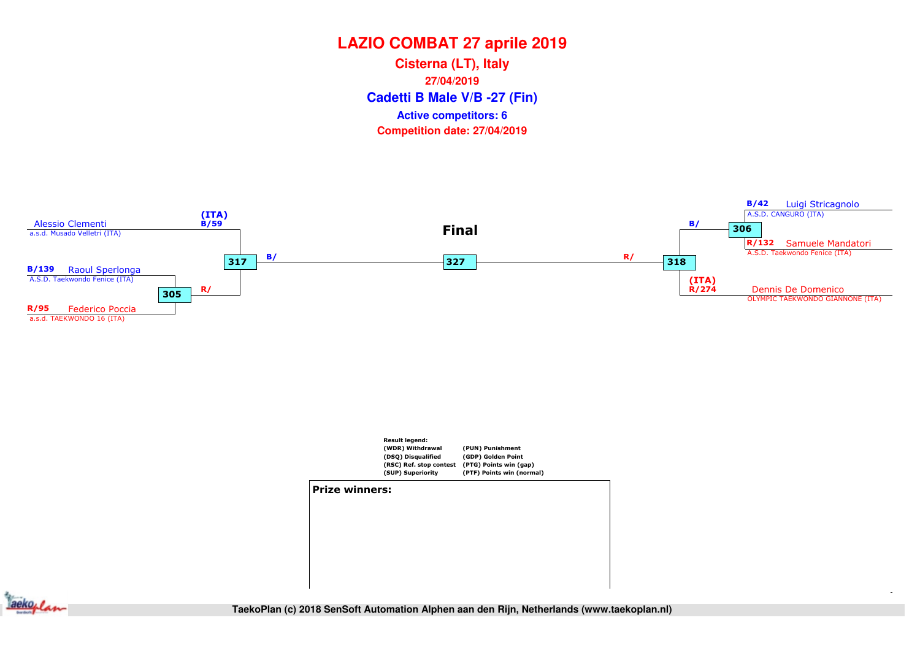# LAZIO COMBAT 27 aprile 2019

## Cisterna (LT), Italy

27/04/2019

## Cadetti B Male V/B -27 (Fin)

**Active competitors: 6**

**Competition date: 27/04/2019**

**Final**

(ITA)
B/59 Alessio Clementi
a.s.d. Musado Velletri (ITA)

B/139 Raoul Sperlonga
A.S.D. Taekwondo Fenice (ITA)

R/95 Federico Poccia
a.s.d. TAEKWONDO 16 (ITA)

305 — R/

317 — B/

327

318 — R/

306 — B/

B/42 Luigi Stricagnolo
A.S.D. CANGURO (ITA)

R/132 Samuele Mandatori
A.S.D. Taekwondo Fenice (ITA)

(ITA)
R/274 Dennis De Domenico
OLYMPIC TAEKWONDO GIANNONE (ITA)

**Result legend:**

| | |
|---|---|
| (WDR) Withdrawal | (PUN) Punishment |
| (DSQ) Disqualified | (GDP) Golden Point |
| (RSC) Ref. stop contest | (PTG) Points win (gap) |
| (SUP) Superiority | (PTF) Points win (normal) |

**Prize winners:**

TaekoPlan (c) 2018 SenSoft Automation Alphen aan den Rijn, Netherlands (www.taekoplan.nl)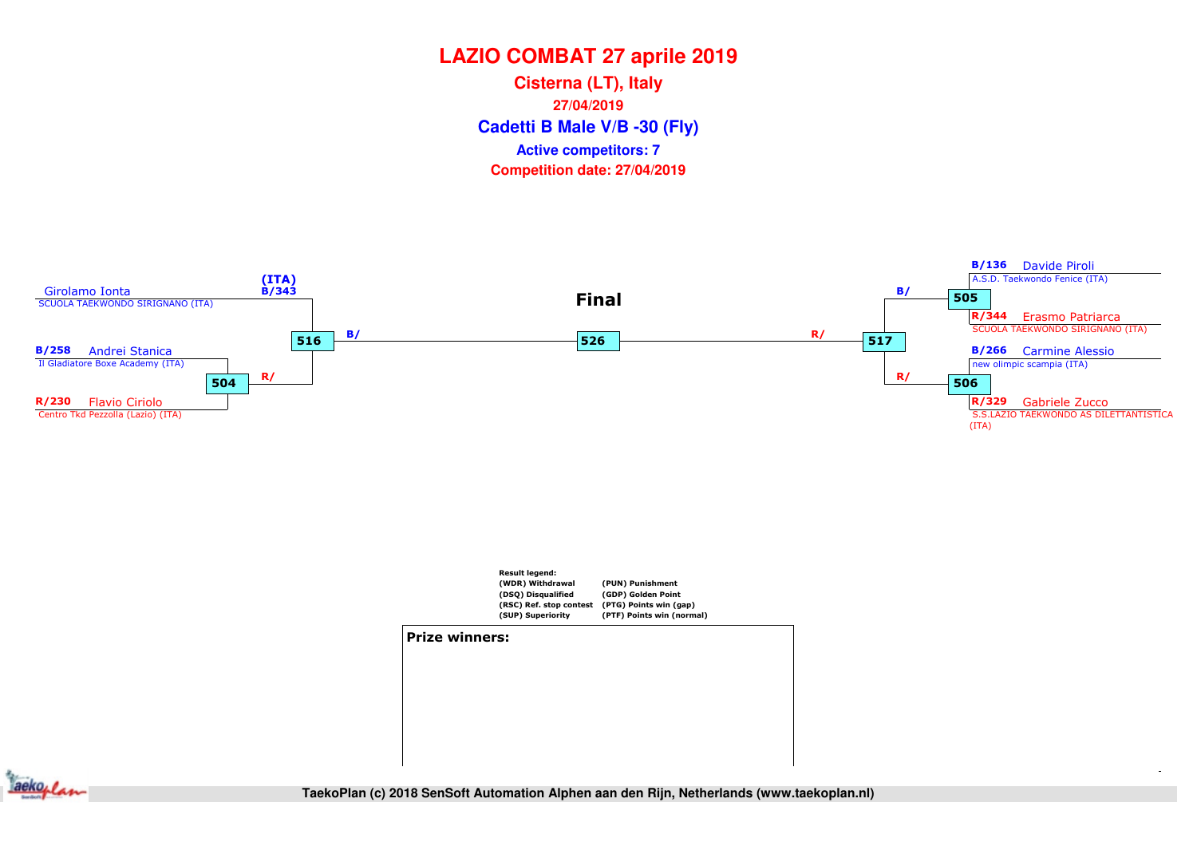# LAZIO COMBAT 27 aprile 2019

## Cisterna (LT), Italy

**27/04/2019**

## Cadetti B Male V/B -30 (Fly)

**Active competitors: 7**

**Competition date: 27/04/2019**

**Final**

Girolamo Ionta — SCUOLA TAEKWONDO SIRIGNANO (ITA) — (ITA) B/343

B/258 Andrei Stanica — Il Gladiatore Boxe Academy (ITA)

R/230 Flavio Ciriolo — Centro Tkd Pezzolla (Lazio) (ITA)

504 — R/

516 — B/

526

517 — R/

505 — B/

506 — R/

B/136 Davide Piroli — A.S.D. Taekwondo Fenice (ITA)

R/344 Erasmo Patriarca — SCUOLA TAEKWONDO SIRIGNANO (ITA)

B/266 Carmine Alessio — new olimpic scampia (ITA)

R/329 Gabriele Zucco — S.S.LAZIO TAEKWONDO AS DILETTANTISTICA (ITA)

**Result legend:**

| | |
|---|---|
| (WDR) Withdrawal | (PUN) Punishment |
| (DSQ) Disqualified | (GDP) Golden Point |
| (RSC) Ref. stop contest | (PTG) Points win (gap) |
| (SUP) Superiority | (PTF) Points win (normal) |

**Prize winners:**

TaekoPlan (c) 2018 SenSoft Automation Alphen aan den Rijn, Netherlands (www.taekoplan.nl)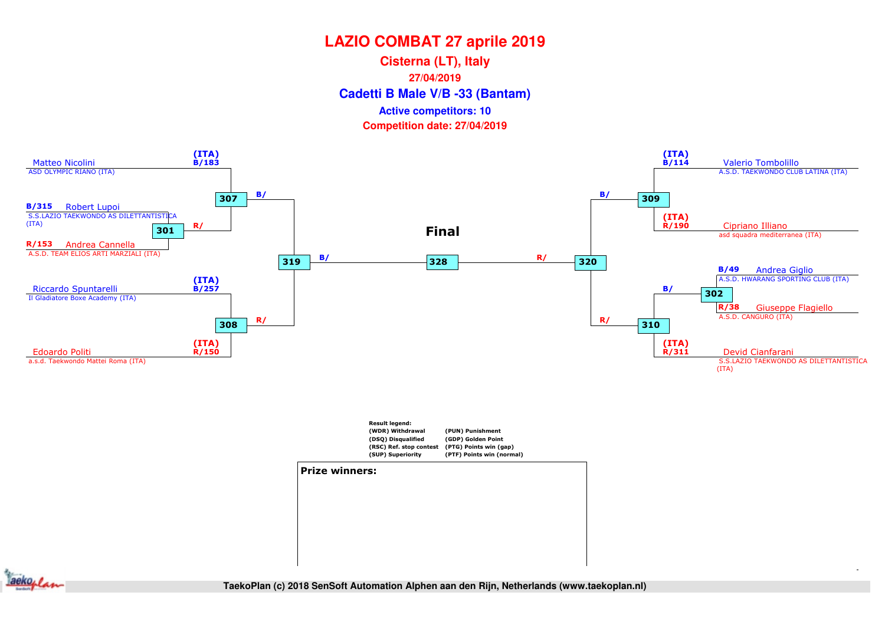# LAZIO COMBAT 27 aprile 2019

## Cisterna (LT), Italy

**27/04/2019**

## Cadetti B Male V/B -33 (Bantam)

**Active competitors: 10**

**Competition date: 27/04/2019**

### Left side of bracket

- (ITA) B/183 Matteo Nicolini — ASD OLYMPIC RIANO (ITA)
- Match 301:
  - B/315 Robert Lupoi — S.S.LAZIO TAEKWONDO AS DILETTANTISTICA (ITA)
  - R/153 Andrea Cannella — A.S.D. TEAM ELIOS ARTI MARZIALI (ITA)
- Match 307: B/ (Matteo Nicolini) vs R/ (winner 301)
- Match 308:
  - (ITA) B/257 Riccardo Spuntarelli — Il Gladiatore Boxe Academy (ITA)
  - (ITA) R/150 Edoardo Politi — a.s.d. Taekwondo Mattei Roma (ITA)
- Match 319: B/ (winner 307) vs R/ (winner 308)

### Right side of bracket

- Match 309:
  - (ITA) B/114 Valerio Tombolillo — A.S.D. TAEKWONDO CLUB LATINA (ITA)
  - (ITA) R/190 Cipriano Illiano — asd squadra mediterranea (ITA)
- Match 302:
  - B/49 Andrea Giglio — A.S.D. HWARANG SPORTING CLUB (ITA)
  - R/38 Giuseppe Flagiello — A.S.D. CANGURO (ITA)
- Match 310: B/ (winner 302) vs (ITA) R/311 Devid Cianfarani — S.S.LAZIO TAEKWONDO AS DILETTANTISTICA (ITA)
- Match 320: B/ (winner 309) vs R/ (winner 310)

### Final

- Match 328: B/ (winner 319) vs R/ (winner 320)

**Result legend:**

| | |
|---|---|
| (WDR) Withdrawal | (PUN) Punishment |
| (DSQ) Disqualified | (GDP) Golden Point |
| (RSC) Ref. stop contest | (PTG) Points win (gap) |
| (SUP) Superiority | (PTF) Points win (normal) |

**Prize winners:**

TaekoPlan (c) 2018 SenSoft Automation Alphen aan den Rijn, Netherlands (www.taekoplan.nl)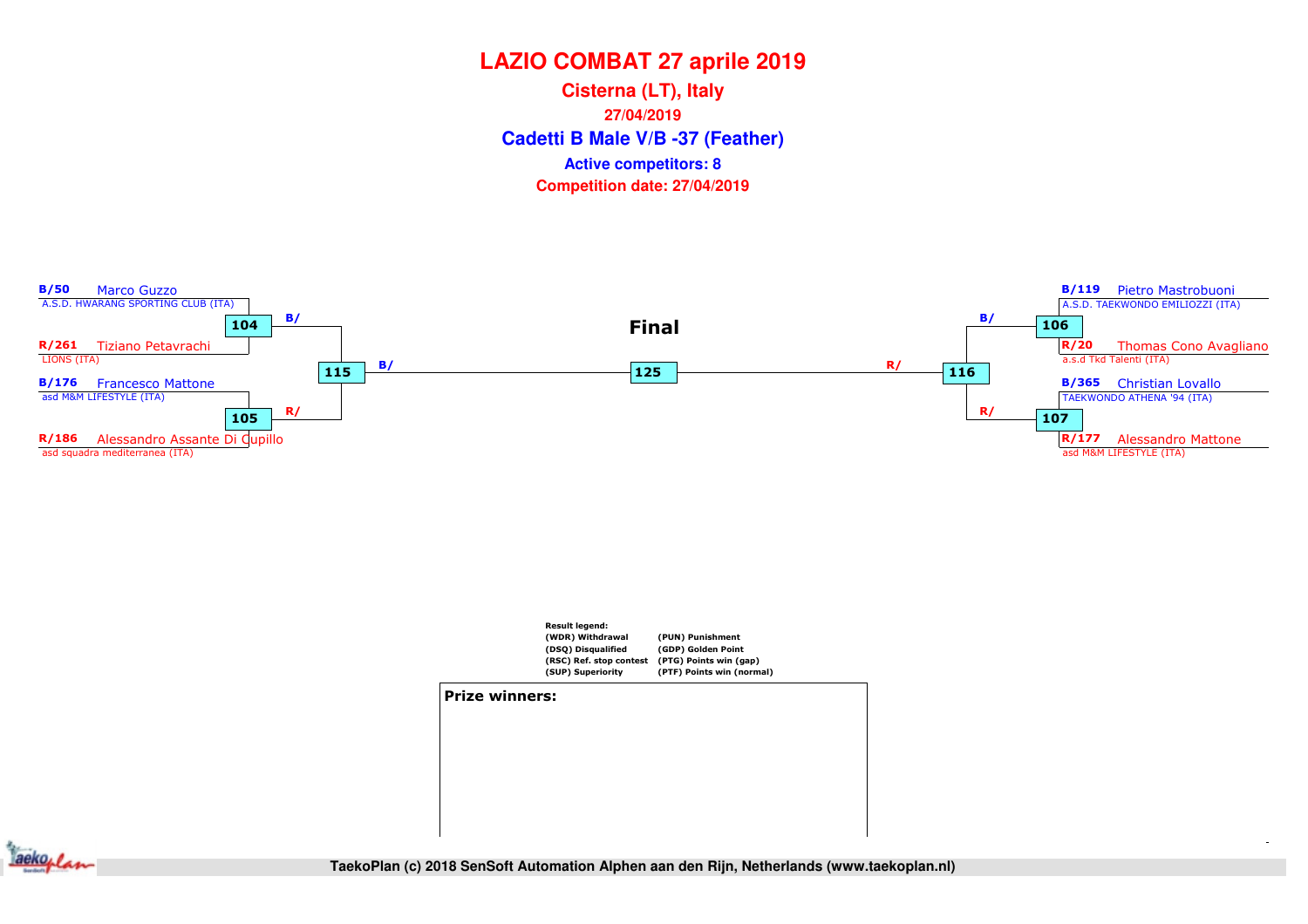# LAZIO COMBAT 27 aprile 2019

**Cisterna (LT), Italy**

**27/04/2019**

## Cadetti B Male V/B -37 (Feather)

**Active competitors: 8**

**Competition date: 27/04/2019**

### Final

| Match | Blue (B) | Red (R) |
|---|---|---|
| 104 | B/50 Marco Guzzo – A.S.D. HWARANG SPORTING CLUB (ITA) | R/261 Tiziano Petavrachi – LIONS (ITA) |
| 105 | B/176 Francesco Mattone – asd M&M LIFESTYLE (ITA) | R/186 Alessandro Assante Di Cupillo – asd squadra mediterranea (ITA) |
| 106 | B/119 Pietro Mastrobuoni – A.S.D. TAEKWONDO EMILIOZZI (ITA) | R/20 Thomas Cono Avagliano – a.s.d Tkd Talenti (ITA) |
| 107 | B/365 Christian Lovallo – TAEKWONDO ATHENA '94 (ITA) | R/177 Alessandro Mattone – asd M&M LIFESTYLE (ITA) |
| 115 | B/ (winner 104) | R/ (winner 105) |
| 116 | B/ (winner 106) | R/ (winner 107) |
| 125 | B/ (winner 115) | R/ (winner 116) |

**Result legend:**

- (WDR) Withdrawal
- (DSQ) Disqualified
- (RSC) Ref. stop contest
- (SUP) Superiority
- (PUN) Punishment
- (GDP) Golden Point
- (PTG) Points win (gap)
- (PTF) Points win (normal)

**Prize winners:**

TaekoPlan (c) 2018 SenSoft Automation Alphen aan den Rijn, Netherlands (www.taekoplan.nl)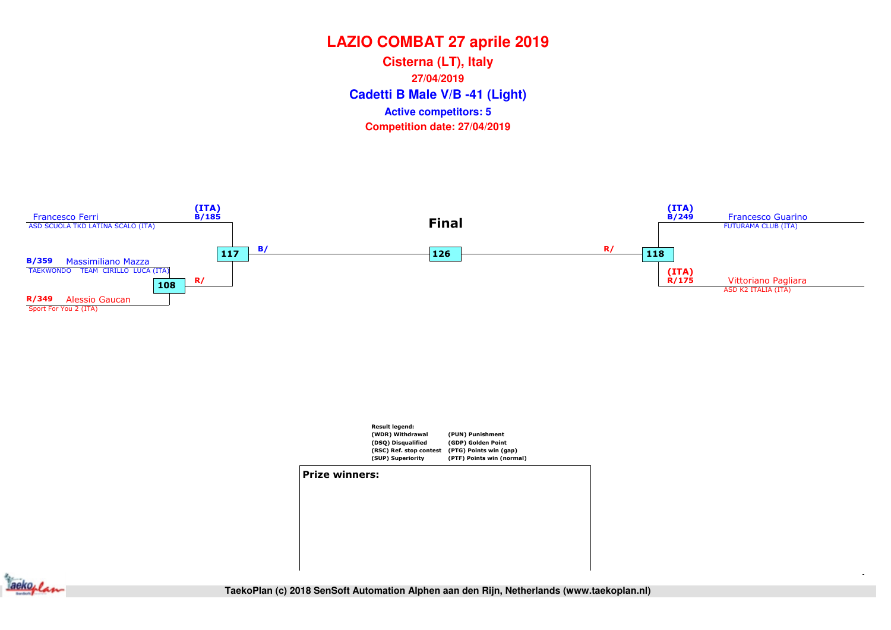# LAZIO COMBAT 27 aprile 2019

## Cisterna (LT), Italy

**27/04/2019**

## Cadetti B Male V/B -41 (Light)

**Active competitors: 5**

**Competition date: 27/04/2019**

### Final

**Left side:**

- (ITA) B/185 — Francesco Ferri — ASD SCUOLA TKD LATINA SCALO (ITA)
- B/359 — Massimiliano Mazza — TAEKWONDO TEAM CIRILLO LUCA (ITA)
- R/349 — Alessio Gaucan — Sport For You 2 (ITA)

Match 108: Massimiliano Mazza vs Alessio Gaucan → R/

Match 117: Francesco Ferri vs winner 108 → B/

**Right side:**

- (ITA) B/249 — Francesco Guarino — FUTURAMA CLUB (ITA)
- (ITA) R/175 — Vittoriano Pagliara — ASD K2 ITALIA (ITA)

Match 118: Francesco Guarino vs Vittoriano Pagliara → R/

**Final — Match 126:** B/ (winner 117) vs R/ (winner 118)

**Result legend:**

| | |
|---|---|
| (WDR) Withdrawal | (PUN) Punishment |
| (DSQ) Disqualified | (GDP) Golden Point |
| (RSC) Ref. stop contest | (PTG) Points win (gap) |
| (SUP) Superiority | (PTF) Points win (normal) |

**Prize winners:**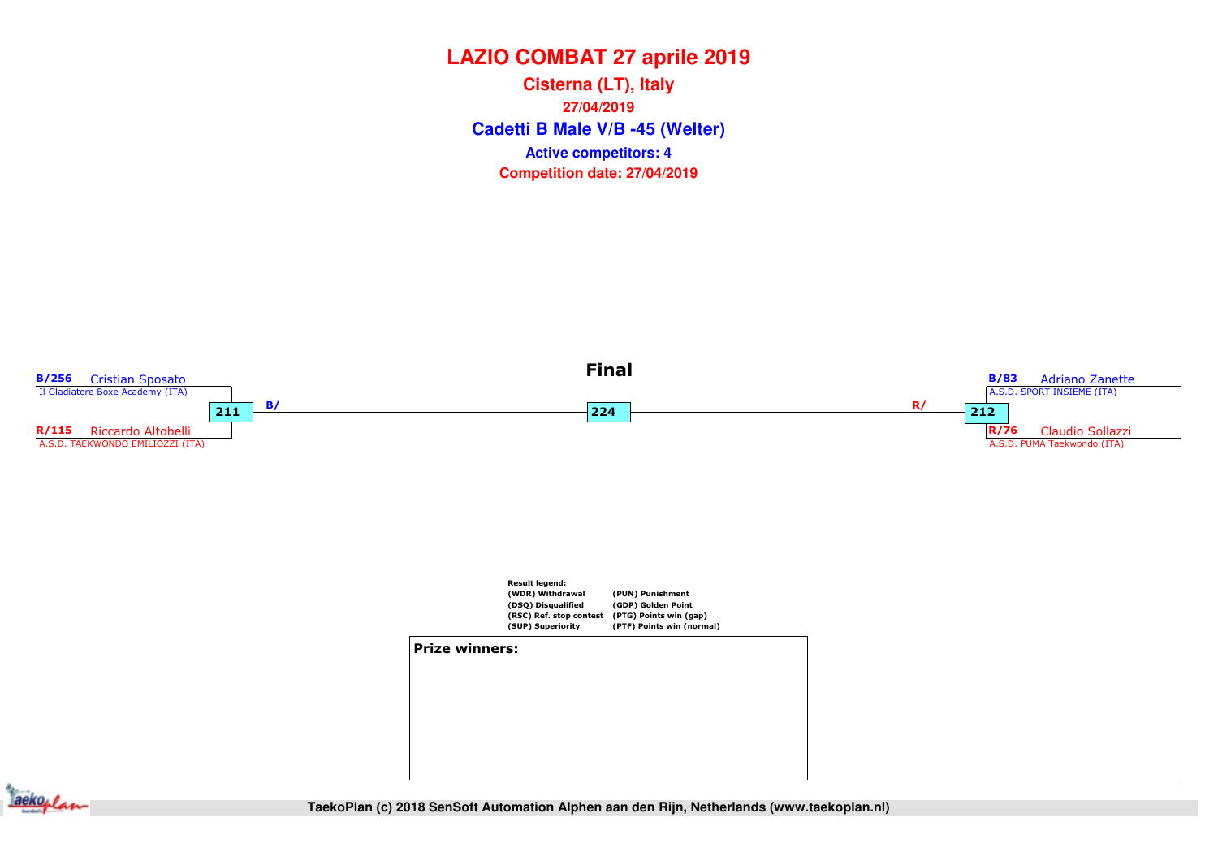# LAZIO COMBAT 27 aprile 2019

**Cisterna (LT), Italy**

**27/04/2019**

**Cadetti B Male V/B -45 (Welter)**

**Active competitors: 4**

**Competition date: 27/04/2019**

## Final

**B/256** Cristian Sposato
Il Gladiatore Boxe Academy (ITA)

**211** B/

**R/115** Riccardo Altobelli
A.S.D. TAEKWONDO EMILIOZZI (ITA)

**224**

**B/83** Adriano Zanette
A.S.D. SPORT INSIEME (ITA)

R/ **212**

**R/76** Claudio Sollazzi
A.S.D. PUMA Taekwondo (ITA)

**Result legend:**

| | |
|---|---|
| (WDR) Withdrawal | (PUN) Punishment |
| (DSQ) Disqualified | (GDP) Golden Point |
| (RSC) Ref. stop contest | (PTG) Points win (gap) |
| (SUP) Superiority | (PTF) Points win (normal) |

**Prize winners:**

TaekoPlan (c) 2018 SenSoft Automation Alphen aan den Rijn, Netherlands (www.taekoplan.nl)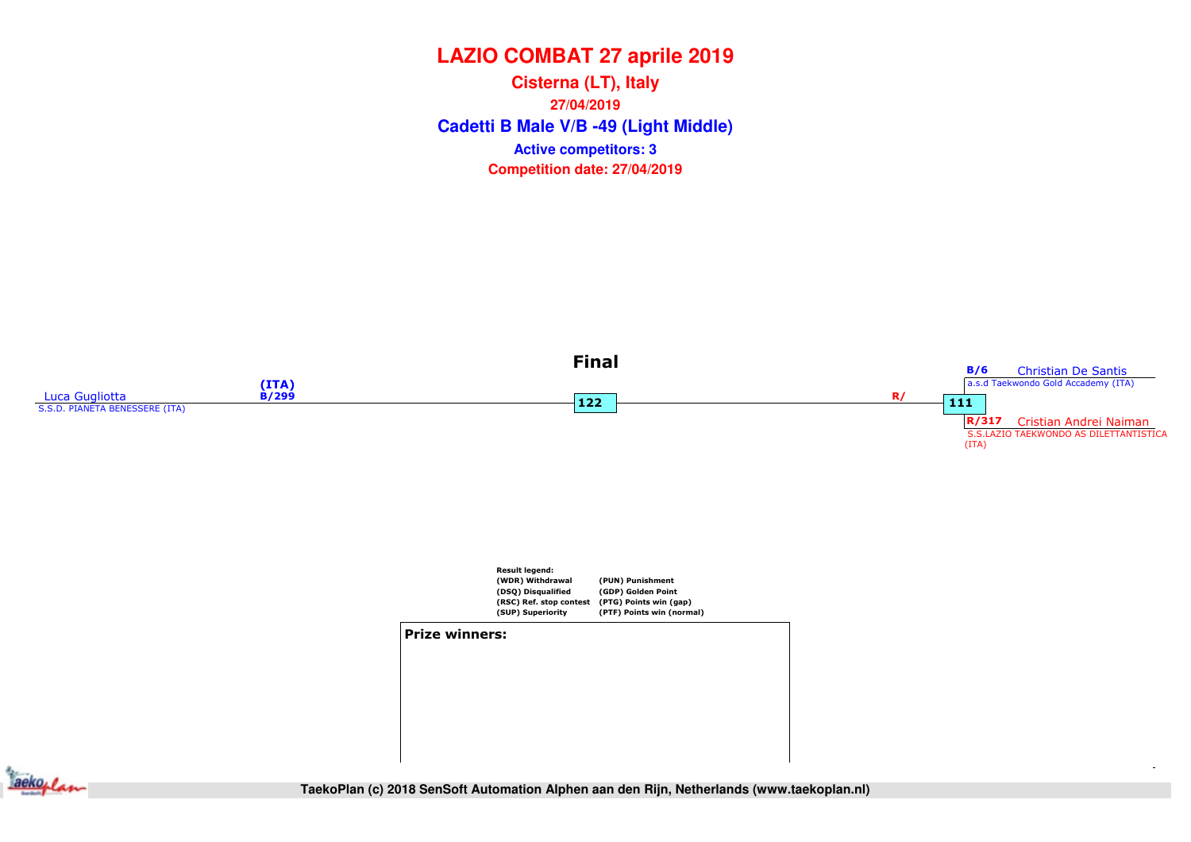# LAZIO COMBAT 27 aprile 2019

## Cisterna (LT), Italy

**27/04/2019**

## Cadetti B Male V/B -49 (Light Middle)

**Active competitors: 3**

**Competition date: 27/04/2019**

### Final

Luca Gugliotta (ITA) B/299
S.S.D. PIANETA BENESSERE (ITA)

122

R/

111

B/6 Christian De Santis
a.s.d Taekwondo Gold Accademy (ITA)

R/317 Cristian Andrei Naiman
S.S.LAZIO TAEKWONDO AS DILETTANTISTICA (ITA)

**Result legend:**

| | |
|---|---|
| (WDR) Withdrawal | (PUN) Punishment |
| (DSQ) Disqualified | (GDP) Golden Point |
| (RSC) Ref. stop contest | (PTG) Points win (gap) |
| (SUP) Superiority | (PTF) Points win (normal) |

**Prize winners:**

TaekoPlan (c) 2018 SenSoft Automation Alphen aan den Rijn, Netherlands (www.taekoplan.nl)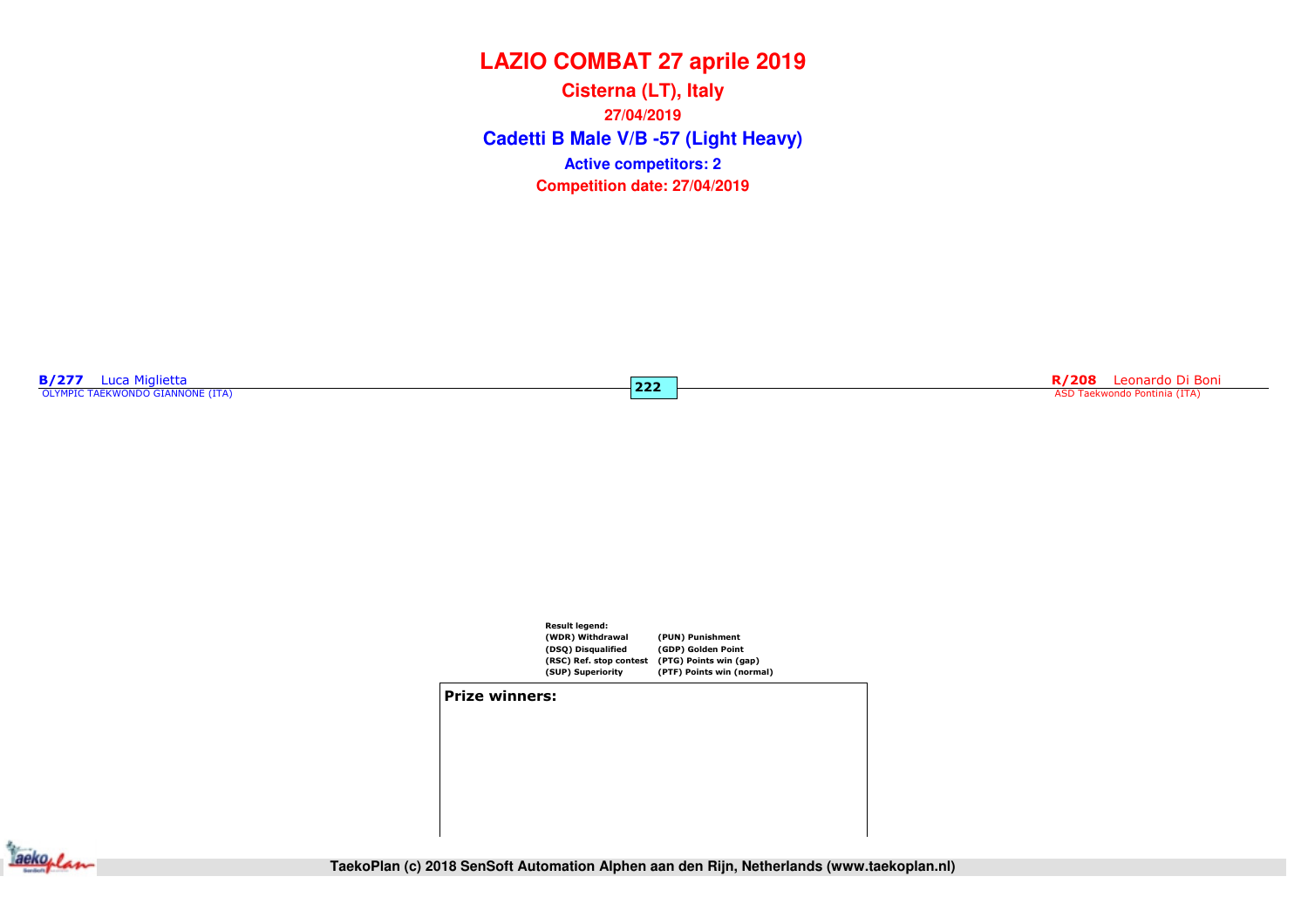# LAZIO COMBAT 27 aprile 2019

**Cisterna (LT), Italy**

**27/04/2019**

**Cadetti B Male V/B -57 (Light Heavy)**

**Active competitors: 2**

**Competition date: 27/04/2019**

**B/277** Luca Miglietta
OLYMPIC TAEKWONDO GIANNONE (ITA)

**222**

**R/208** Leonardo Di Boni
ASD Taekwondo Pontinia (ITA)

**Result legend:**

| | |
|---|---|
| (WDR) Withdrawal | (PUN) Punishment |
| (DSQ) Disqualified | (GDP) Golden Point |
| (RSC) Ref. stop contest | (PTG) Points win (gap) |
| (SUP) Superiority | (PTF) Points win (normal) |

**Prize winners:**

TaekoPlan (c) 2018 SenSoft Automation Alphen aan den Rijn, Netherlands (www.taekoplan.nl)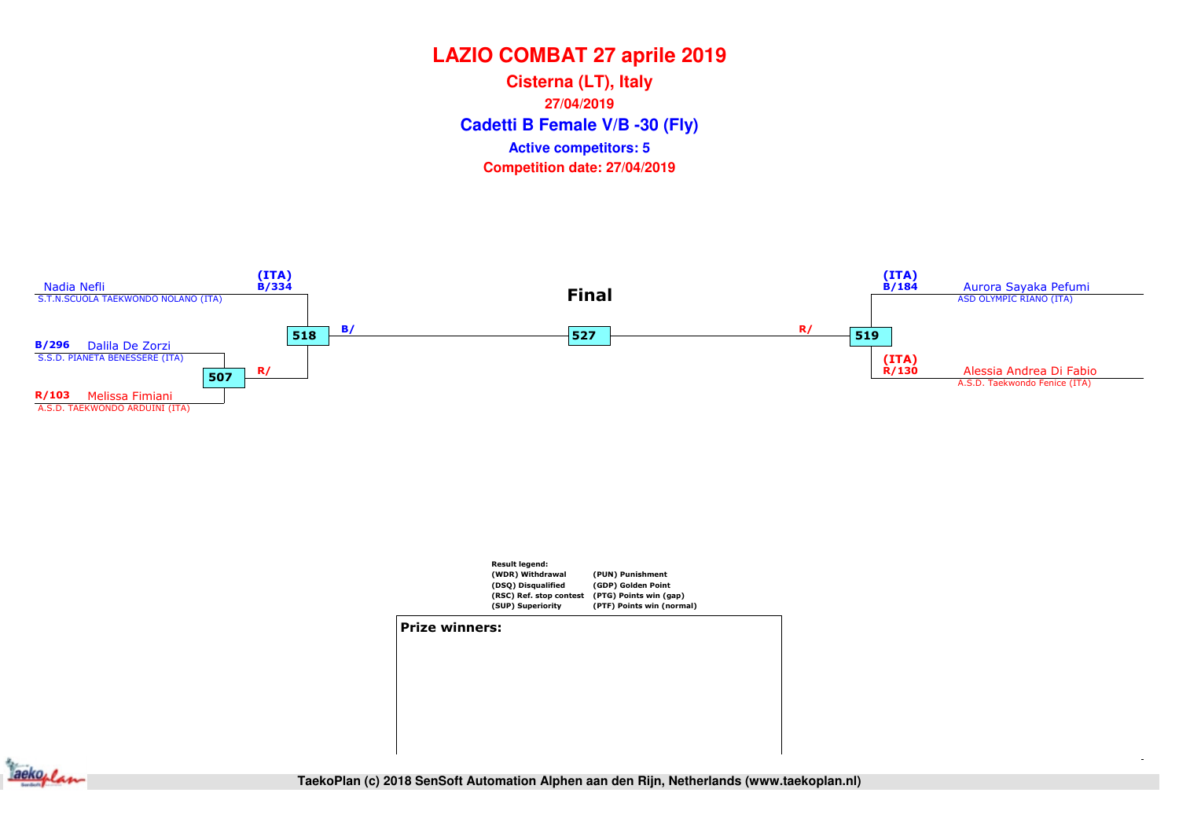# LAZIO COMBAT 27 aprile 2019

## Cisterna (LT), Italy

27/04/2019

## Cadetti B Female V/B -30 (Fly)

**Active competitors: 5**

**Competition date: 27/04/2019**

Nadia Nefli
S.T.N.SCUOLA TAEKWONDO NOLANO (ITA)
(ITA)
B/334

B/296 Dalila De Zorzi
S.S.D. PIANETA BENESSERE (ITA)

R/103 Melissa Fimiani
A.S.D. TAEKWONDO ARDUINI (ITA)

507 R/

518 B/

**Final**

527

R/ 519

(ITA)
B/184
Aurora Sayaka Pefumi
ASD OLYMPIC RIANO (ITA)

(ITA)
R/130
Alessia Andrea Di Fabio
A.S.D. Taekwondo Fenice (ITA)

**Result legend:**

| | |
|---|---|
| (WDR) Withdrawal | (PUN) Punishment |
| (DSQ) Disqualified | (GDP) Golden Point |
| (RSC) Ref. stop contest | (PTG) Points win (gap) |
| (SUP) Superiority | (PTF) Points win (normal) |

**Prize winners:**

TaekoPlan (c) 2018 SenSoft Automation Alphen aan den Rijn, Netherlands (www.taekoplan.nl)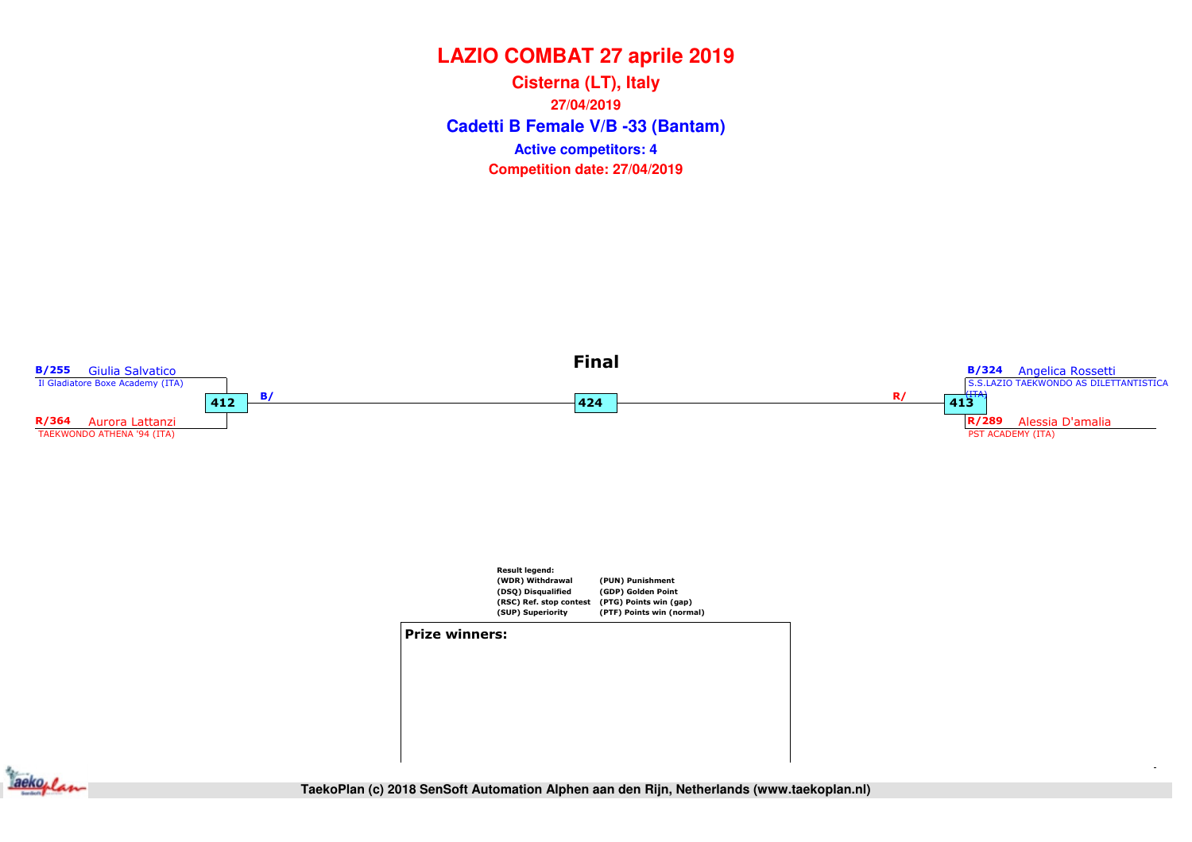# LAZIO COMBAT 27 aprile 2019

## Cisterna (LT), Italy

**27/04/2019**

## Cadetti B Female V/B -33 (Bantam)

**Active competitors: 4**

**Competition date: 27/04/2019**

### Final

**B/255** Giulia Salvatico
Il Gladiatore Boxe Academy (ITA)

**412** B/

**R/364** Aurora Lattanzi
TAEKWONDO ATHENA '94 (ITA)

**424**

**B/324** Angelica Rossetti
S.S.LAZIO TAEKWONDO AS DILETTANTISTICA (ITA)

R/ **413**

**R/289** Alessia D'amalia
PST ACADEMY (ITA)

**Result legend:**

| | |
|---|---|
| (WDR) Withdrawal | (PUN) Punishment |
| (DSQ) Disqualified | (GDP) Golden Point |
| (RSC) Ref. stop contest | (PTG) Points win (gap) |
| (SUP) Superiority | (PTF) Points win (normal) |

**Prize winners:**

TaekoPlan (c) 2018 SenSoft Automation Alphen aan den Rijn, Netherlands (www.taekoplan.nl)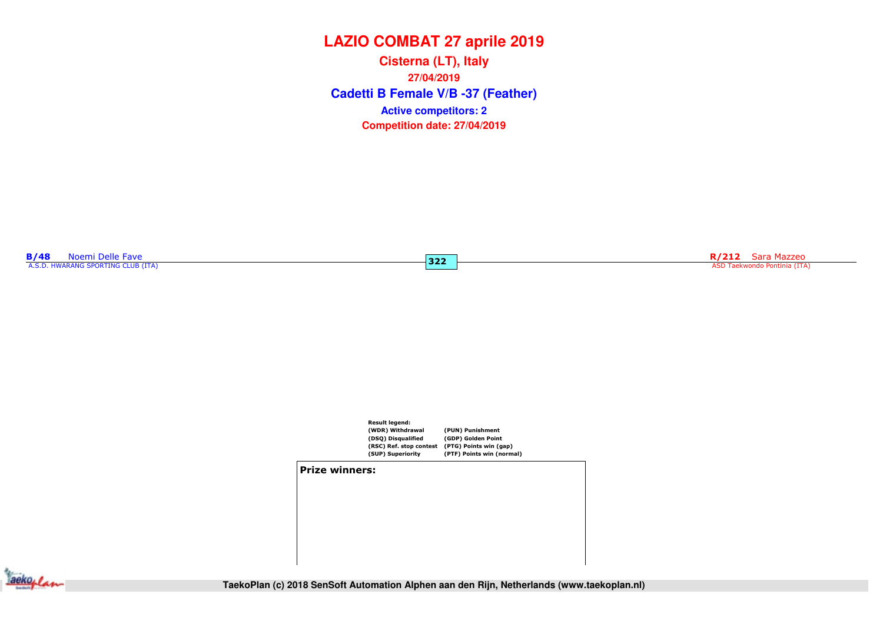# LAZIO COMBAT 27 aprile 2019

**Cisterna (LT), Italy**

**27/04/2019**

## Cadetti B Female V/B -37 (Feather)

**Active competitors: 2**

**Competition date: 27/04/2019**

**B/48** Noemi Delle Fave
A.S.D. HWARANG SPORTING CLUB (ITA)

**322**

**R/212** Sara Mazzeo
ASD Taekwondo Pontinia (ITA)

**Result legend:**

| | |
|---|---|
| (WDR) Withdrawal | (PUN) Punishment |
| (DSQ) Disqualified | (GDP) Golden Point |
| (RSC) Ref. stop contest | (PTG) Points win (gap) |
| (SUP) Superiority | (PTF) Points win (normal) |

**Prize winners:**

TaekoPlan (c) 2018 SenSoft Automation Alphen aan den Rijn, Netherlands (www.taekoplan.nl)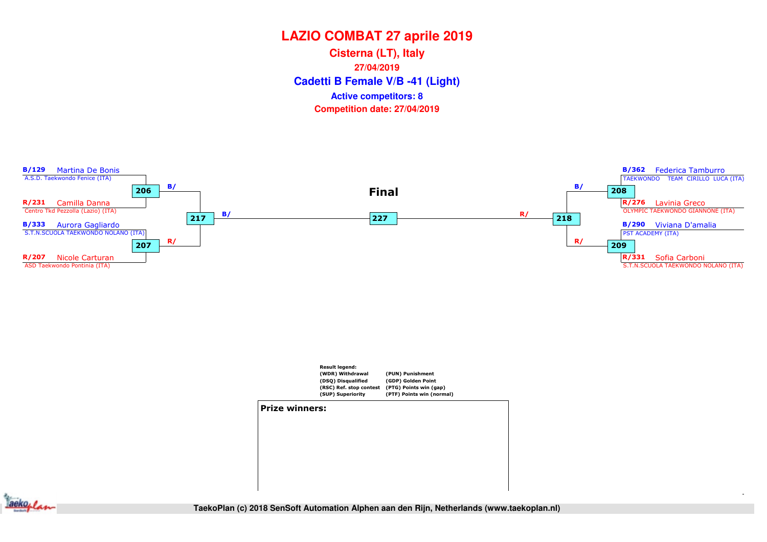# LAZIO COMBAT 27 aprile 2019

## Cisterna (LT), Italy

**27/04/2019**

## Cadetti B Female V/B -41 (Light)

**Active competitors: 8**

**Competition date: 27/04/2019**

**B/129** Martina De Bonis
A.S.D. Taekwondo Fenice (ITA)

**206** B/

**R/231** Camilla Danna
Centro Tkd Pezzolla (Lazio) (ITA)

**217** B/

**B/333** Aurora Gagliardo
S.T.N.SCUOLA TAEKWONDO NOLANO (ITA)

**207** R/

**R/207** Nicole Carturan
ASD Taekwondo Pontinia (ITA)

**Final**

**227**

**B/362** Federica Tamburro
TAEKWONDO TEAM CIRILLO LUCA (ITA)

**208** B/

**R/276** Lavinia Greco
OLYMPIC TAEKWONDO GIANNONE (ITA)

**218** R/

**B/290** Viviana D'amalia
PST ACADEMY (ITA)

**209** R/

**R/331** Sofia Carboni
S.T.N.SCUOLA TAEKWONDO NOLANO (ITA)

**Result legend:**

| | |
|---|---|
| (WDR) Withdrawal | (PUN) Punishment |
| (DSQ) Disqualified | (GDP) Golden Point |
| (RSC) Ref. stop contest | (PTG) Points win (gap) |
| (SUP) Superiority | (PTF) Points win (normal) |

**Prize winners:**

TaekoPlan (c) 2018 SenSoft Automation Alphen aan den Rijn, Netherlands (www.taekoplan.nl)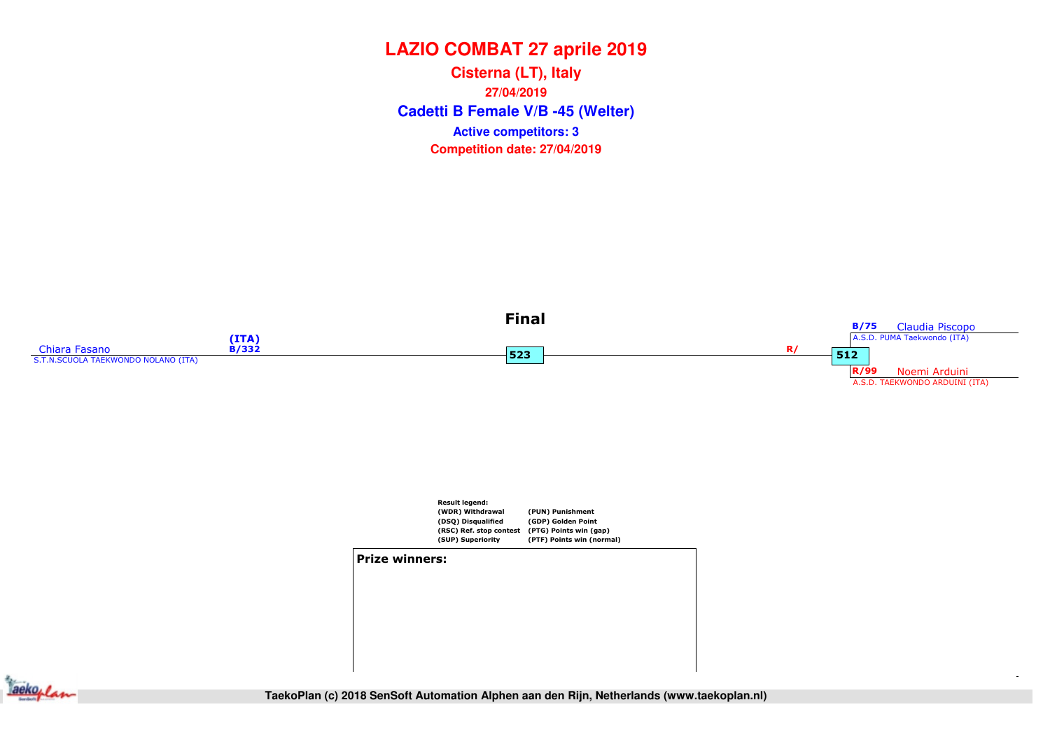# LAZIO COMBAT 27 aprile 2019

**Cisterna (LT), Italy**

**27/04/2019**

**Cadetti B Female V/B -45 (Welter)**

**Active competitors: 3**

**Competition date: 27/04/2019**

**Final**

Chiara Fasano (ITA) B/332
S.T.N.SCUOLA TAEKWONDO NOLANO (ITA)

523

R/

512

B/75 Claudia Piscopo
A.S.D. PUMA Taekwondo (ITA)

R/99 Noemi Arduini
A.S.D. TAEKWONDO ARDUINI (ITA)

**Result legend:**

| | |
|---|---|
| (WDR) Withdrawal | (PUN) Punishment |
| (DSQ) Disqualified | (GDP) Golden Point |
| (RSC) Ref. stop contest | (PTG) Points win (gap) |
| (SUP) Superiority | (PTF) Points win (normal) |

**Prize winners:**

TaekoPlan (c) 2018 SenSoft Automation Alphen aan den Rijn, Netherlands (www.taekoplan.nl)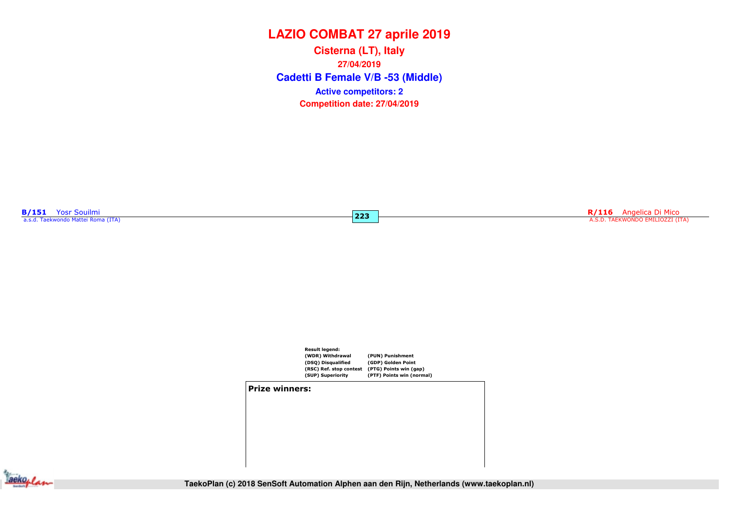# LAZIO COMBAT 27 aprile 2019

**Cisterna (LT), Italy**

**27/04/2019**

## Cadetti B Female V/B -53 (Middle)

**Active competitors: 2**

**Competition date: 27/04/2019**

**B/151** Yosr Souilmi
a.s.d. Taekwondo Mattei Roma (ITA)

**223**

**R/116** Angelica Di Mico
A.S.D. TAEKWONDO EMILIOZZI (ITA)

**Result legend:**

| | |
|---|---|
| (WDR) Withdrawal | (PUN) Punishment |
| (DSQ) Disqualified | (GDP) Golden Point |
| (RSC) Ref. stop contest | (PTG) Points win (gap) |
| (SUP) Superiority | (PTF) Points win (normal) |

**Prize winners:**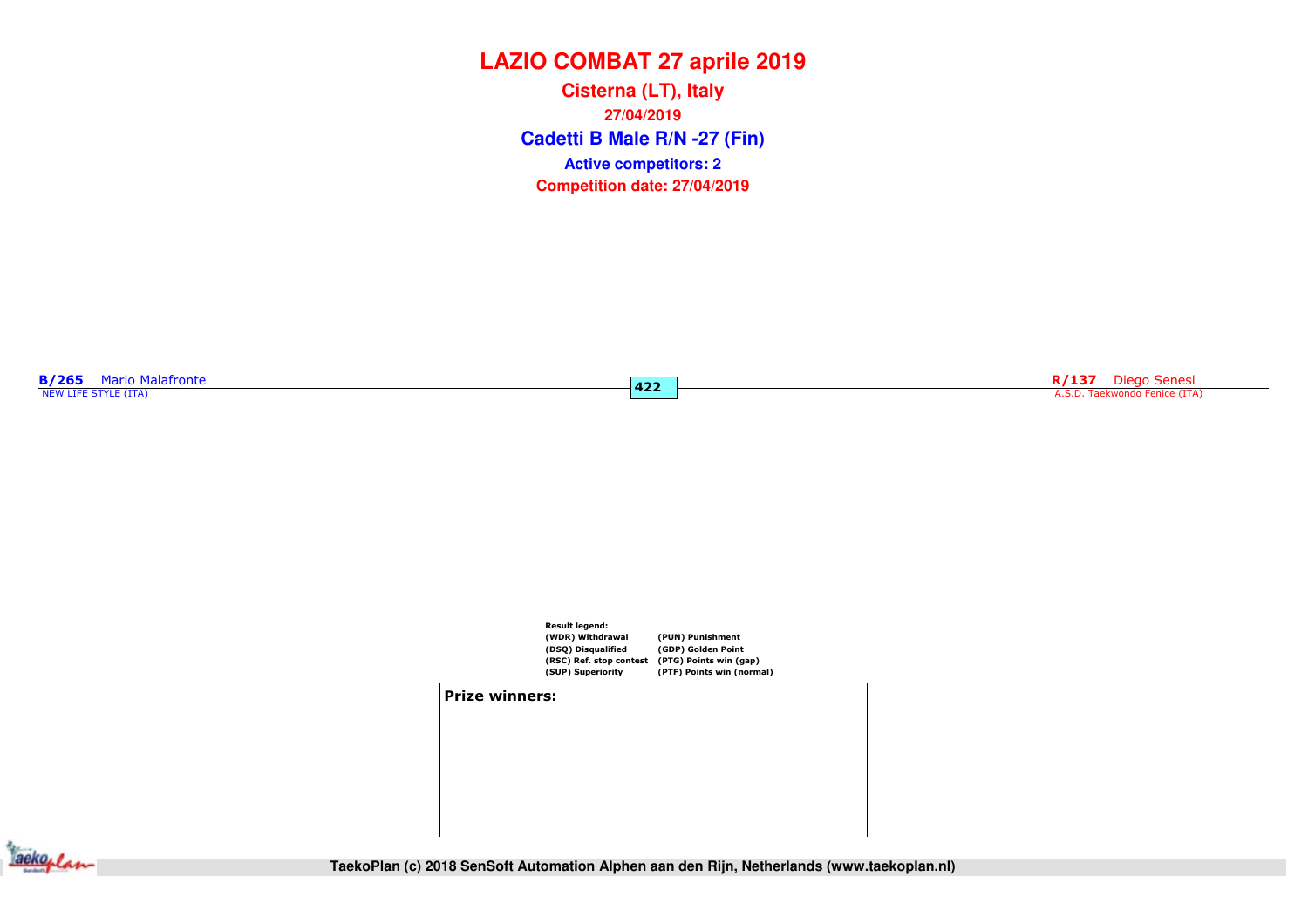# LAZIO COMBAT 27 aprile 2019

**Cisterna (LT), Italy**

**27/04/2019**

## Cadetti B Male R/N -27 (Fin)

**Active competitors: 2**

**Competition date: 27/04/2019**

**B/265** Mario Malafronte
NEW LIFE STYLE (ITA)

**422**

**R/137** Diego Senesi
A.S.D. Taekwondo Fenice (ITA)

**Result legend:**

| | |
|---|---|
| (WDR) Withdrawal | (PUN) Punishment |
| (DSQ) Disqualified | (GDP) Golden Point |
| (RSC) Ref. stop contest | (PTG) Points win (gap) |
| (SUP) Superiority | (PTF) Points win (normal) |

**Prize winners:**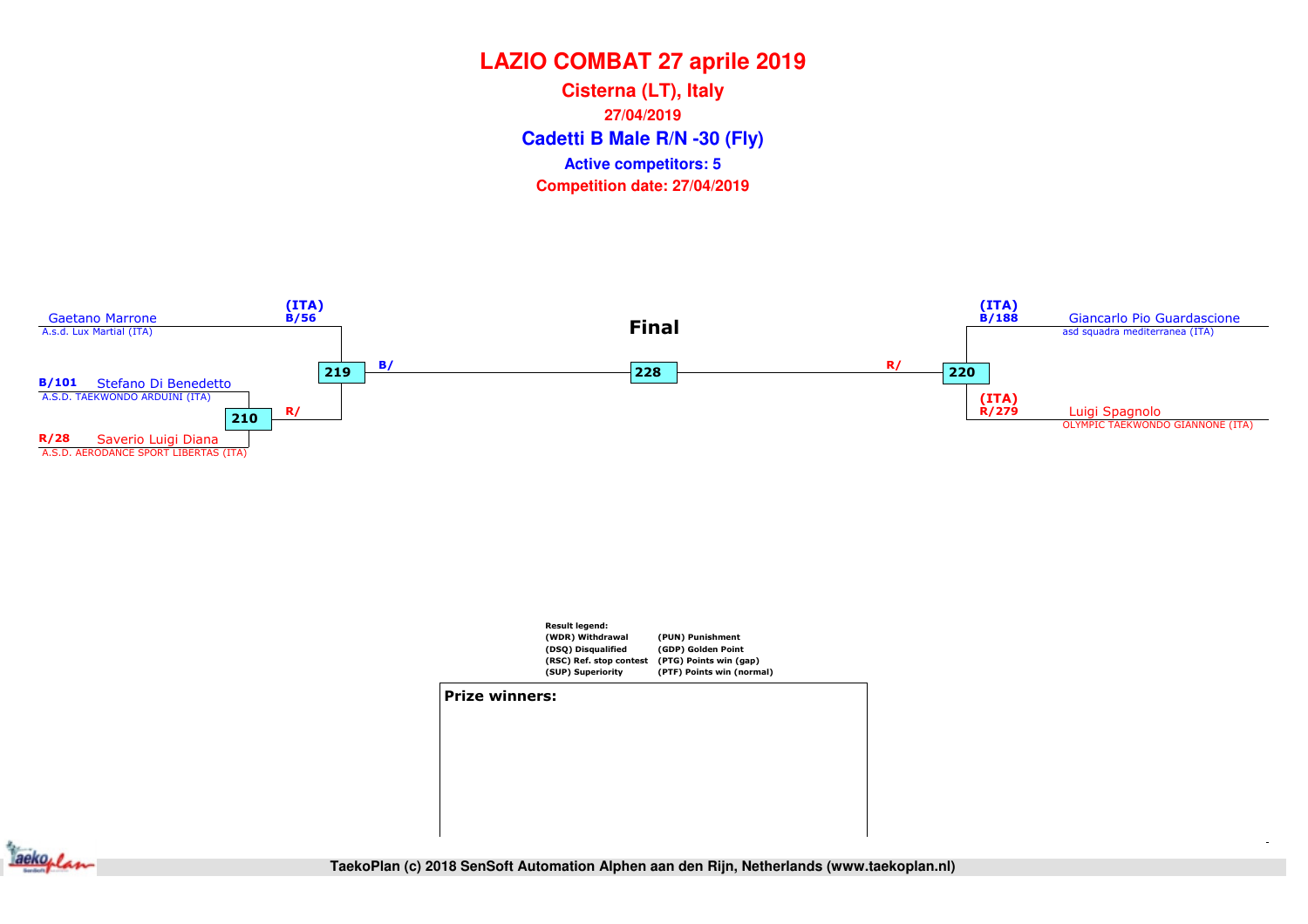# LAZIO COMBAT 27 aprile 2019

## Cisterna (LT), Italy

**27/04/2019**

## Cadetti B Male R/N -30 (Fly)

**Active competitors: 5**

**Competition date: 27/04/2019**

**Final**

Gaetano Marrone (ITA) B/56
A.s.d. Lux Martial (ITA)

B/101 Stefano Di Benedetto
A.S.D. TAEKWONDO ARDUINI (ITA)

R/28 Saverio Luigi Diana
A.S.D. AERODANCE SPORT LIBERTAS (ITA)

Match 210: Stefano Di Benedetto vs Saverio Luigi Diana → R/

Match 219: Gaetano Marrone vs winner 210 → B/

Match 228 (Final): winner 219 (B/) vs winner 220 (R/)

Match 220: Giancarlo Pio Guardascione vs Luigi Spagnolo → R/

(ITA) B/188 Giancarlo Pio Guardascione
asd squadra mediterranea (ITA)

(ITA) R/279 Luigi Spagnolo
OLYMPIC TAEKWONDO GIANNONE (ITA)

**Result legend:**

| | |
|---|---|
| (WDR) Withdrawal | (PUN) Punishment |
| (DSQ) Disqualified | (GDP) Golden Point |
| (RSC) Ref. stop contest | (PTG) Points win (gap) |
| (SUP) Superiority | (PTF) Points win (normal) |

**Prize winners:**

TaekoPlan (c) 2018 SenSoft Automation Alphen aan den Rijn, Netherlands (www.taekoplan.nl)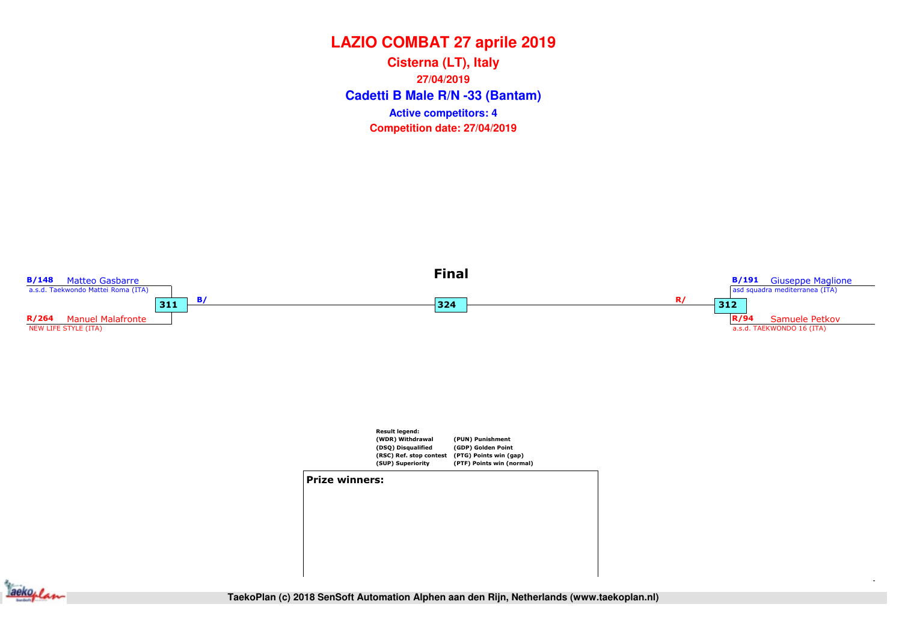# LAZIO COMBAT 27 aprile 2019

**Cisterna (LT), Italy**

**27/04/2019**

## Cadetti B Male R/N -33 (Bantam)

**Active competitors: 4**

**Competition date: 27/04/2019**

### Final

**B/148** Matteo Gasbarre
a.s.d. Taekwondo Mattei Roma (ITA)

**311** B/

**R/264** Manuel Malafronte
NEW LIFE STYLE (ITA)

**324**

**B/191** Giuseppe Maglione
asd squadra mediterranea (ITA)

R/ **312**

**R/94** Samuele Petkov
a.s.d. TAEKWONDO 16 (ITA)

**Result legend:**

| | |
|---|---|
| (WDR) Withdrawal | (PUN) Punishment |
| (DSQ) Disqualified | (GDP) Golden Point |
| (RSC) Ref. stop contest | (PTG) Points win (gap) |
| (SUP) Superiority | (PTF) Points win (normal) |

**Prize winners:**

TaekoPlan (c) 2018 SenSoft Automation Alphen aan den Rijn, Netherlands (www.taekoplan.nl)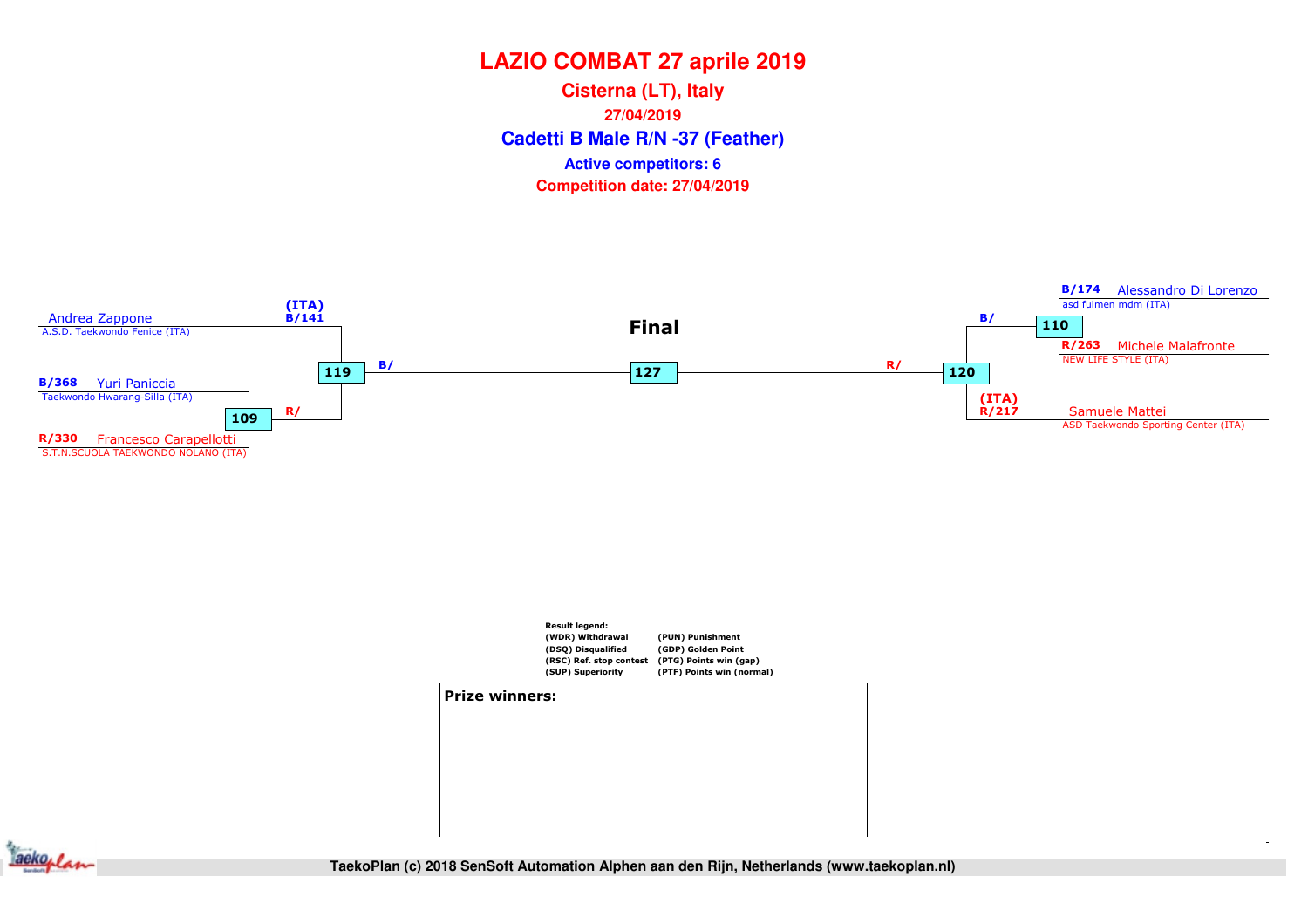# LAZIO COMBAT 27 aprile 2019

**Cisterna (LT), Italy**

**27/04/2019**

**Cadetti B Male R/N -37 (Feather)**

**Active competitors: 6**

**Competition date: 27/04/2019**

**Final**

| Match | Blue (B) | Red (R) |
|---|---|---|
| 109 | B/368 Yuri Paniccia — Taekwondo Hwarang-Silla (ITA) | R/330 Francesco Carapellotti — S.T.N.SCUOLA TAEKWONDO NOLANO (ITA) |
| 110 | B/174 Alessandro Di Lorenzo — asd fulmen mdm (ITA) | R/263 Michele Malafronte — NEW LIFE STYLE (ITA) |
| 119 | (ITA) B/141 Andrea Zappone — A.S.D. Taekwondo Fenice (ITA) | R/ |
| 120 | B/ | (ITA) R/217 Samuele Mattei — ASD Taekwondo Sporting Center (ITA) |
| 127 | B/ | R/ |

Result legend:
(WDR) Withdrawal
(DSQ) Disqualified
(RSC) Ref. stop contest
(SUP) Superiority
(PUN) Punishment
(GDP) Golden Point
(PTG) Points win (gap)
(PTF) Points win (normal)

**Prize winners:**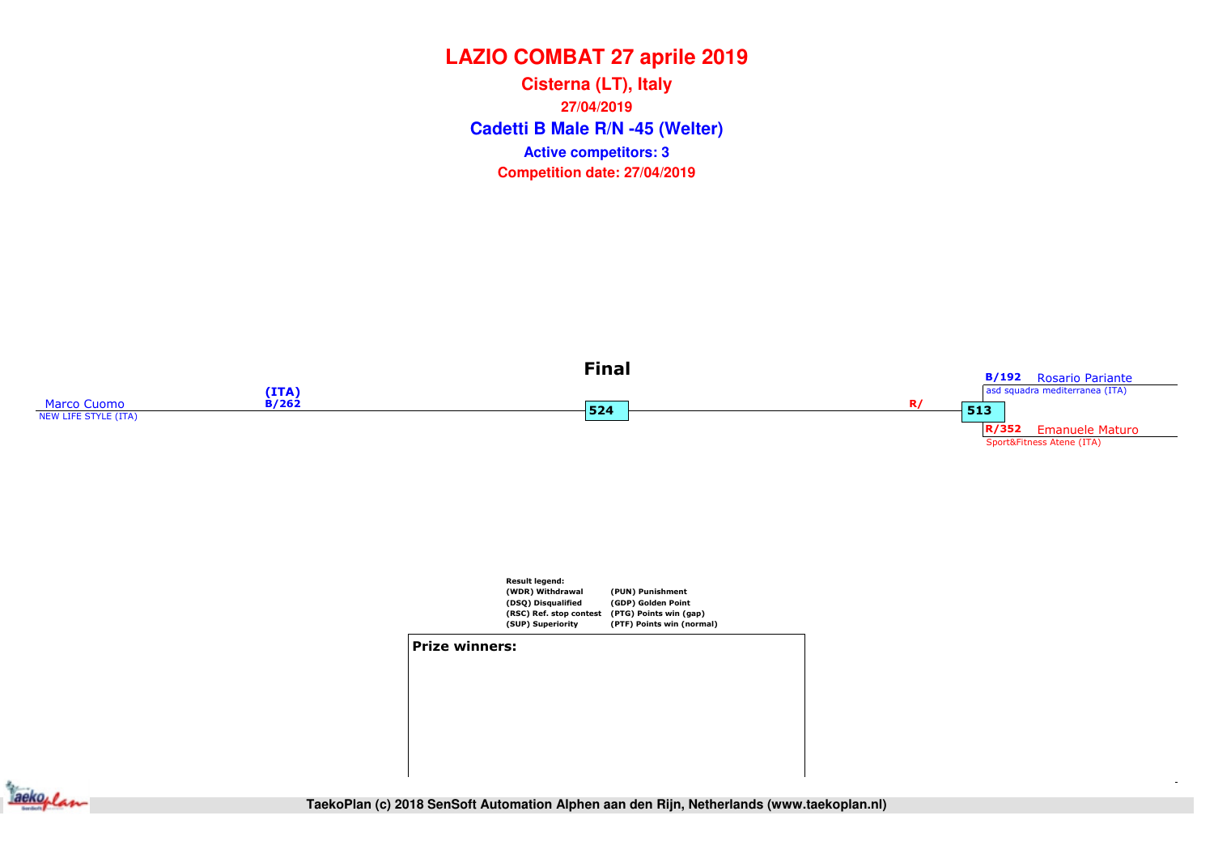# LAZIO COMBAT 27 aprile 2019

**Cisterna (LT), Italy**

**27/04/2019**

**Cadetti B Male R/N -45 (Welter)**

**Active competitors: 3**

**Competition date: 27/04/2019**

### Final

Marco Cuomo (ITA) B/262
NEW LIFE STYLE (ITA)

524

R/

513

B/192 Rosario Pariante
asd squadra mediterranea (ITA)

R/352 Emanuele Maturo
Sport&Fitness Atene (ITA)

**Result legend:**

| | |
|---|---|
| (WDR) Withdrawal | (PUN) Punishment |
| (DSQ) Disqualified | (GDP) Golden Point |
| (RSC) Ref. stop contest | (PTG) Points win (gap) |
| (SUP) Superiority | (PTF) Points win (normal) |

**Prize winners:**

TaekoPlan (c) 2018 SenSoft Automation Alphen aan den Rijn, Netherlands (www.taekoplan.nl)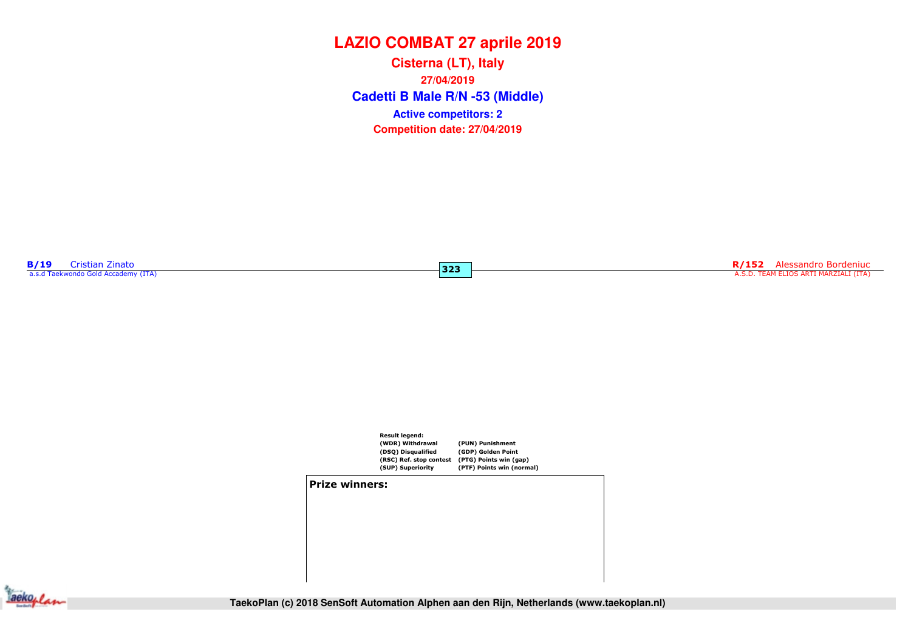# LAZIO COMBAT 27 aprile 2019

## Cisterna (LT), Italy

27/04/2019

### Cadetti B Male R/N -53 (Middle)

**Active competitors: 2**

**Competition date: 27/04/2019**

**B/19** Cristian Zinato
a.s.d Taekwondo Gold Accademy (ITA)

**323**

**R/152** Alessandro Bordeniuc
A.S.D. TEAM ELIOS ARTI MARZIALI (ITA)

**Result legend:**

| | |
|---|---|
| (WDR) Withdrawal | (PUN) Punishment |
| (DSQ) Disqualified | (GDP) Golden Point |
| (RSC) Ref. stop contest | (PTG) Points win (gap) |
| (SUP) Superiority | (PTF) Points win (normal) |

**Prize winners:**

TaekoPlan (c) 2018 SenSoft Automation Alphen aan den Rijn, Netherlands (www.taekoplan.nl)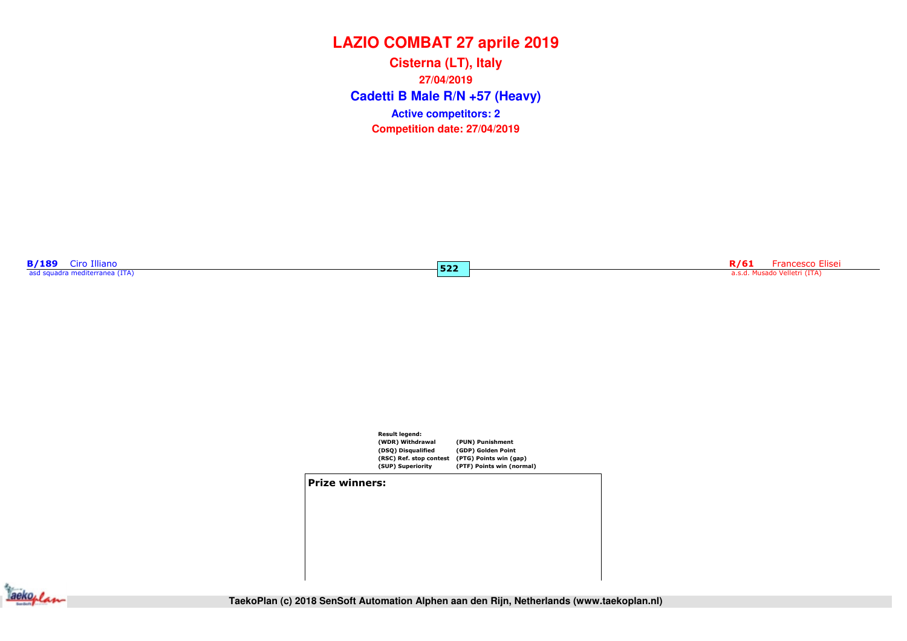# LAZIO COMBAT 27 aprile 2019

**Cisterna (LT), Italy**

**27/04/2019**

## Cadetti B Male R/N +57 (Heavy)

**Active competitors: 2**

**Competition date: 27/04/2019**

**B/189** Ciro Illiano
asd squadra mediterranea (ITA)

**522**

**R/61** Francesco Elisei
a.s.d. Musado Velletri (ITA)

**Result legend:**

| | |
|---|---|
| (WDR) Withdrawal | (PUN) Punishment |
| (DSQ) Disqualified | (GDP) Golden Point |
| (RSC) Ref. stop contest | (PTG) Points win (gap) |
| (SUP) Superiority | (PTF) Points win (normal) |

**Prize winners:**

TaekoPlan (c) 2018 SenSoft Automation Alphen aan den Rijn, Netherlands (www.taekoplan.nl)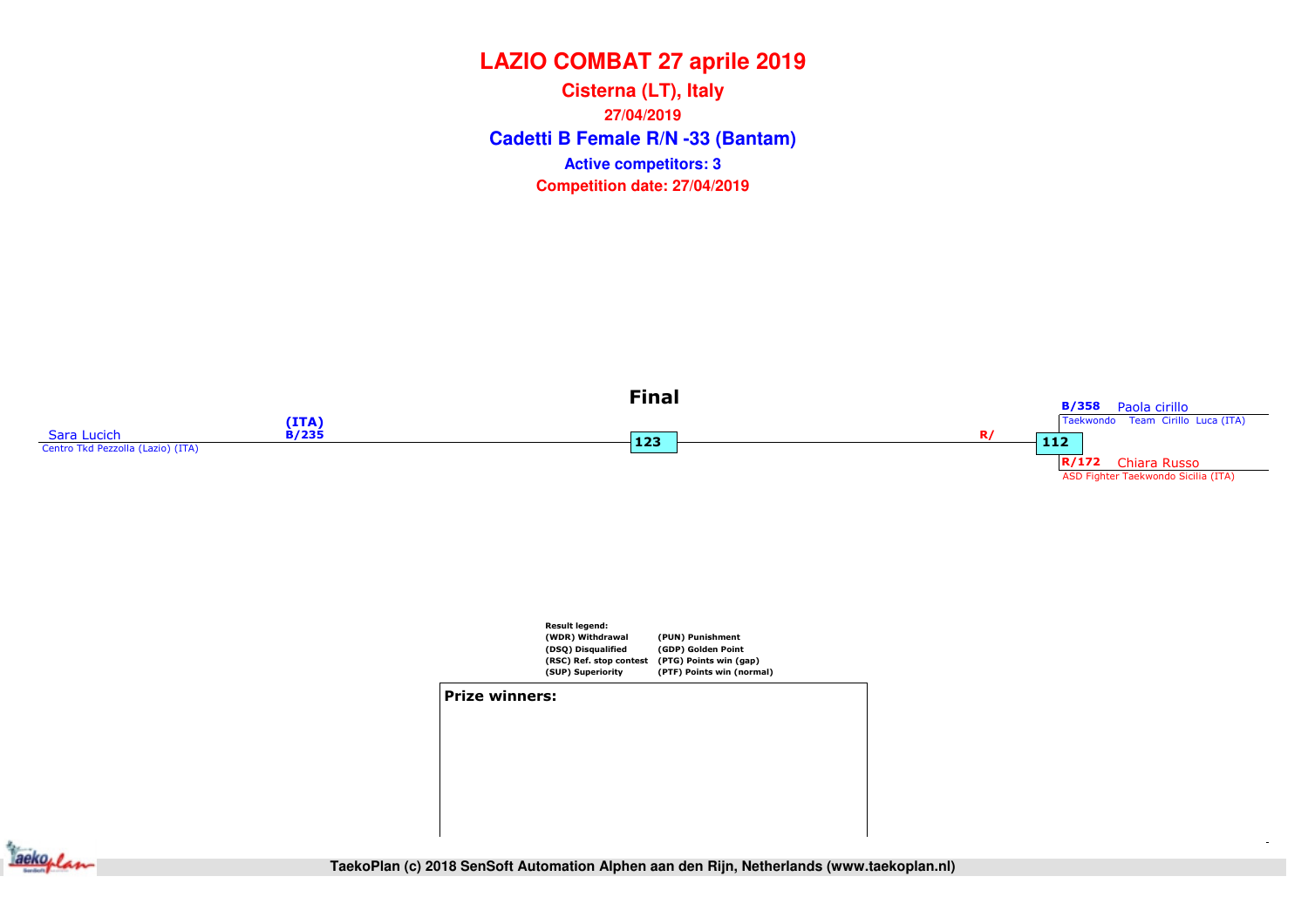# LAZIO COMBAT 27 aprile 2019

## Cisterna (LT), Italy

27/04/2019

## Cadetti B Female R/N -33 (Bantam)

**Active competitors: 3**

**Competition date: 27/04/2019**

### Final

Sara Lucich
Centro Tkd Pezzolla (Lazio) (ITA)
(ITA)
B/235

123

R/

112

B/358 Paola cirillo
Taekwondo Team Cirillo Luca (ITA)

R/172 Chiara Russo
ASD Fighter Taekwondo Sicilia (ITA)

**Result legend:**

| | |
|---|---|
| (WDR) Withdrawal | (PUN) Punishment |
| (DSQ) Disqualified | (GDP) Golden Point |
| (RSC) Ref. stop contest | (PTG) Points win (gap) |
| (SUP) Superiority | (PTF) Points win (normal) |

**Prize winners:**

TaekoPlan (c) 2018 SenSoft Automation Alphen aan den Rijn, Netherlands (www.taekoplan.nl)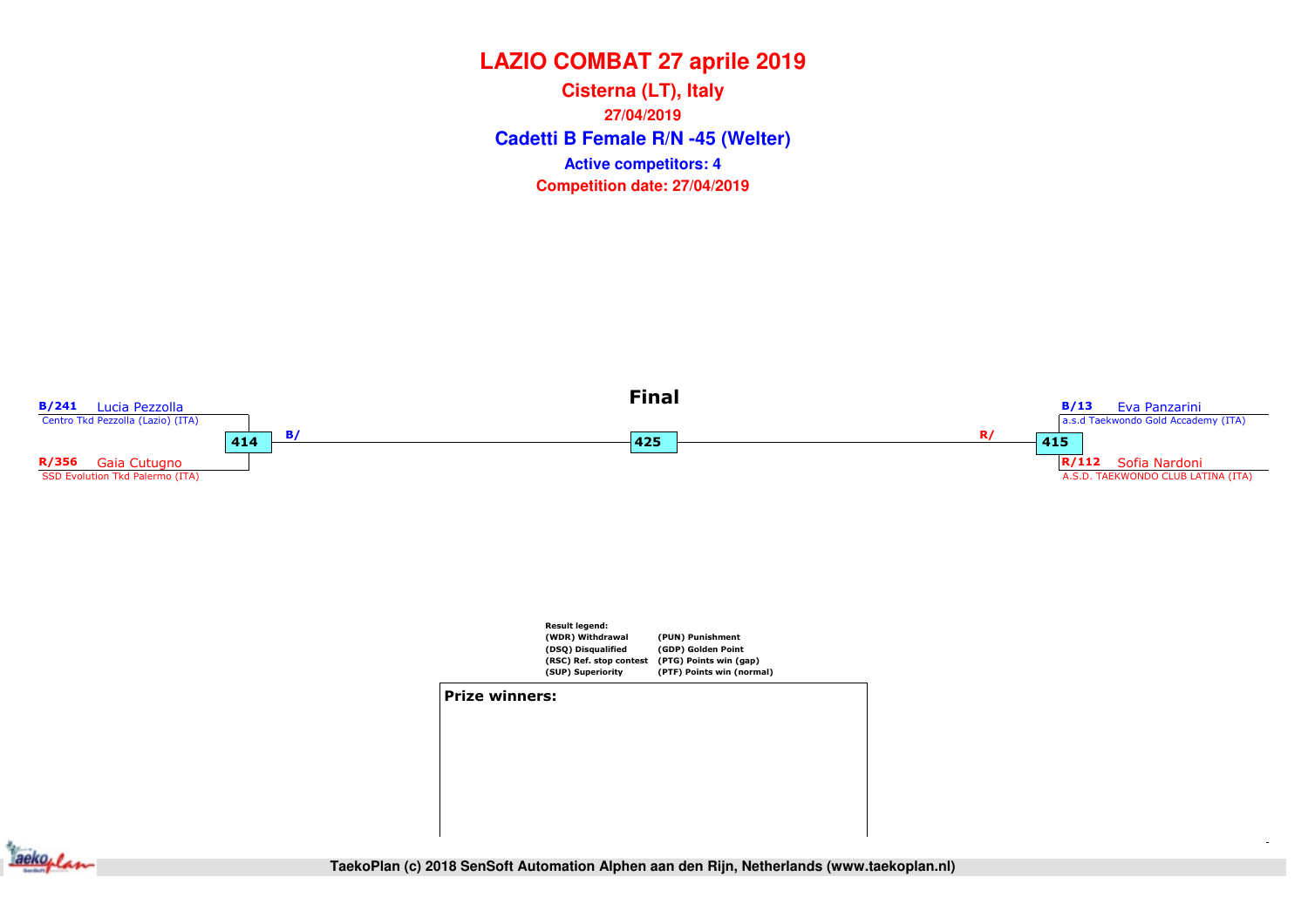# LAZIO COMBAT 27 aprile 2019

## Cisterna (LT), Italy

**27/04/2019**

## Cadetti B Female R/N -45 (Welter)

**Active competitors: 4**

**Competition date: 27/04/2019**

### Final

B/241 Lucia Pezzolla
Centro Tkd Pezzolla (Lazio) (ITA)

414

R/356 Gaia Cutugno
SSD Evolution Tkd Palermo (ITA)

B/

425

R/

B/13 Eva Panzarini
a.s.d Taekwondo Gold Accademy (ITA)

415

R/112 Sofia Nardoni
A.S.D. TAEKWONDO CLUB LATINA (ITA)

**Result legend:**

(WDR) Withdrawal
(DSQ) Disqualified
(RSC) Ref. stop contest
(SUP) Superiority
(PUN) Punishment
(GDP) Golden Point
(PTG) Points win (gap)
(PTF) Points win (normal)

**Prize winners:**

TaekoPlan (c) 2018 SenSoft Automation Alphen aan den Rijn, Netherlands (www.taekoplan.nl)